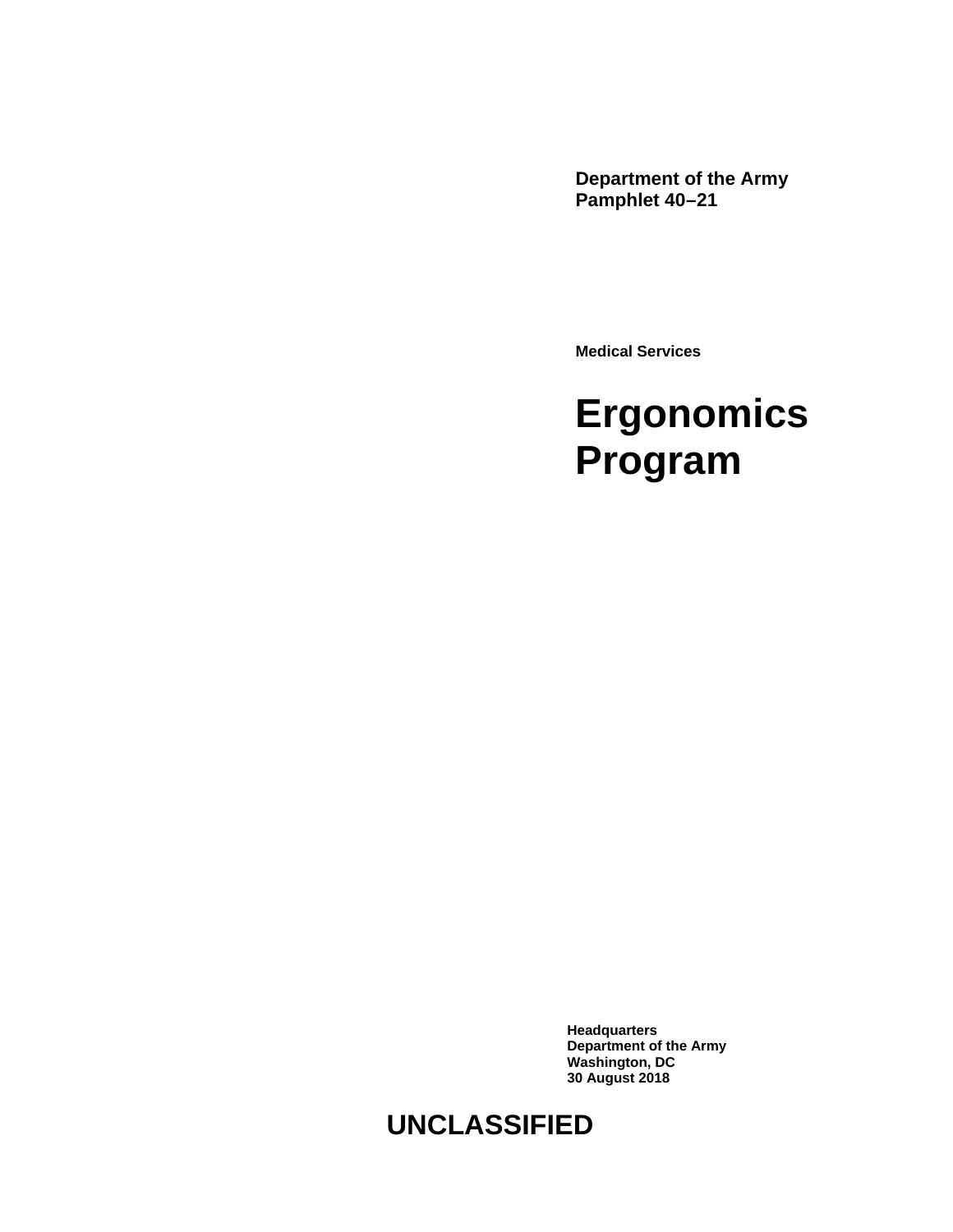**Department of the Army**
**Pamphlet 40–21**

**Medical Services**

# Ergonomics Program

**Headquarters**
**Department of the Army**
**Washington, DC**
**30 August 2018**

**UNCLASSIFIED**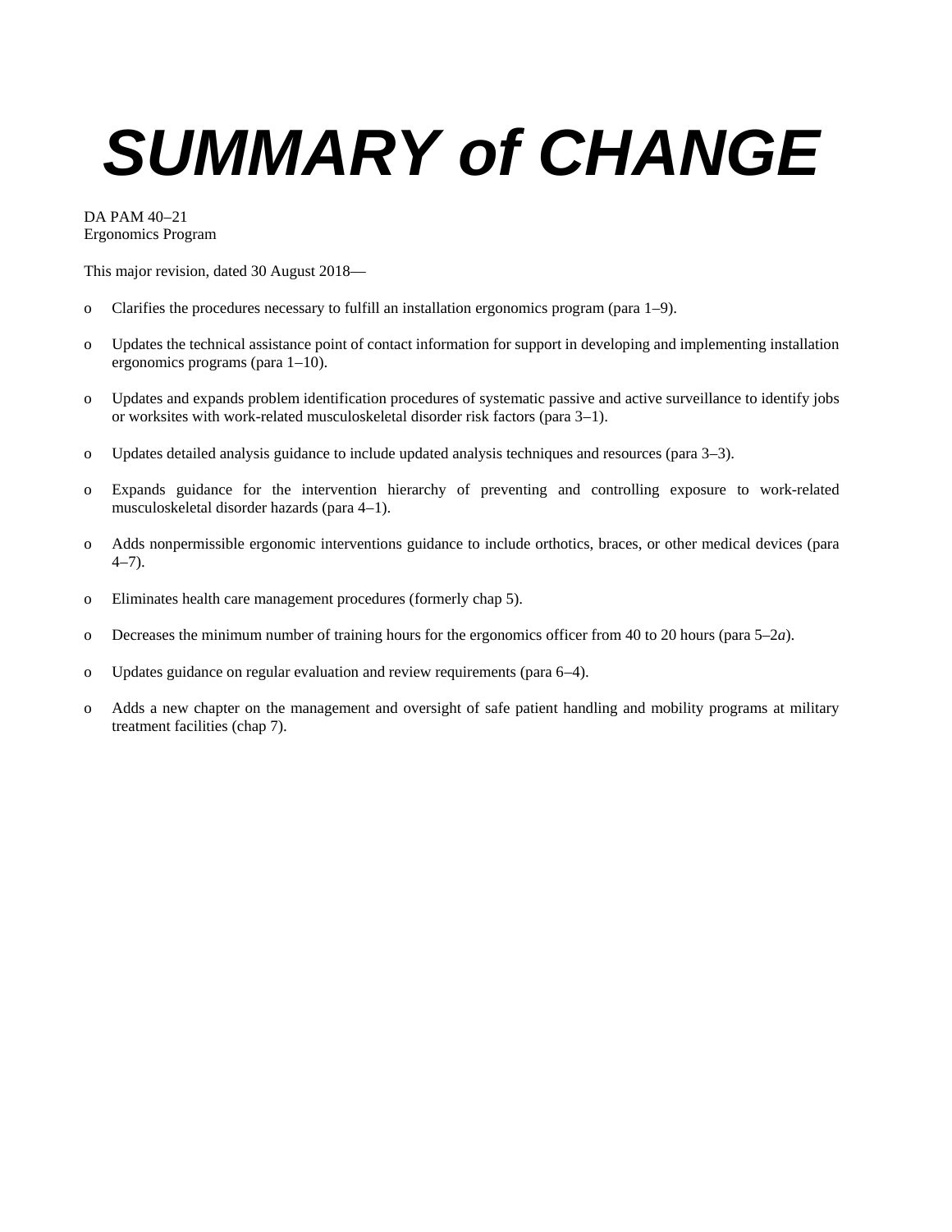# *SUMMARY of CHANGE*

DA PAM 40–21
Ergonomics Program

This major revision, dated 30 August 2018—

- o Clarifies the procedures necessary to fulfill an installation ergonomics program (para 1–9).
- o Updates the technical assistance point of contact information for support in developing and implementing installation ergonomics programs (para 1–10).
- o Updates and expands problem identification procedures of systematic passive and active surveillance to identify jobs or worksites with work-related musculoskeletal disorder risk factors (para 3–1).
- o Updates detailed analysis guidance to include updated analysis techniques and resources (para 3–3).
- o Expands guidance for the intervention hierarchy of preventing and controlling exposure to work-related musculoskeletal disorder hazards (para 4–1).
- o Adds nonpermissible ergonomic interventions guidance to include orthotics, braces, or other medical devices (para 4–7).
- o Eliminates health care management procedures (formerly chap 5).
- o Decreases the minimum number of training hours for the ergonomics officer from 40 to 20 hours (para 5–2*a*).
- o Updates guidance on regular evaluation and review requirements (para 6–4).
- o Adds a new chapter on the management and oversight of safe patient handling and mobility programs at military treatment facilities (chap 7).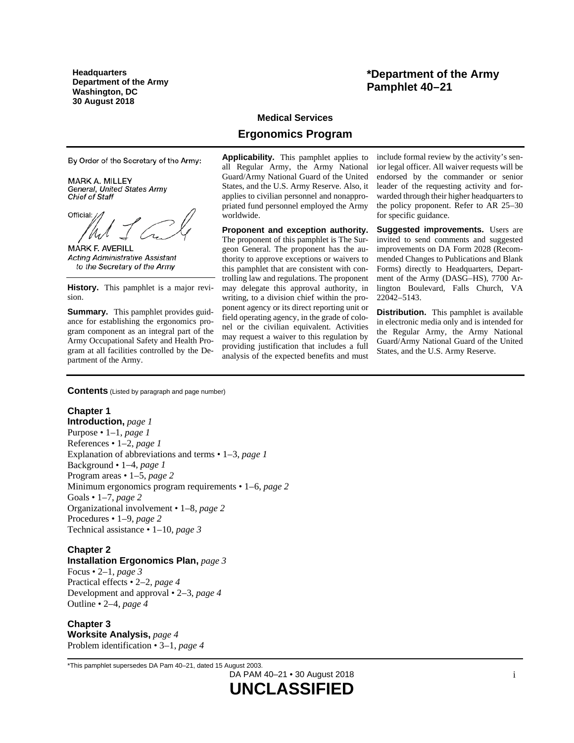**Headquarters**
**Department of the Army**
**Washington, DC**
**30 August 2018**

**\*Department of the Army**
**Pamphlet 40–21**

## Medical Services

# Ergonomics Program

By Order of the Secretary of the Army:

MARK A. MILLEY
*General, United States Army*
*Chief of Staff*

Official:

MARK F. AVERILL
*Acting Administrative Assistant*
*to the Secretary of the Army*

**History.** This pamphlet is a major revision.

**Summary.** This pamphlet provides guidance for establishing the ergonomics program component as an integral part of the Army Occupational Safety and Health Program at all facilities controlled by the Department of the Army.

**Applicability.** This pamphlet applies to all Regular Army, the Army National Guard/Army National Guard of the United States, and the U.S. Army Reserve. Also, it applies to civilian personnel and nonappropriated fund personnel employed the Army worldwide.

**Proponent and exception authority.** The proponent of this pamphlet is The Surgeon General. The proponent has the authority to approve exceptions or waivers to this pamphlet that are consistent with controlling law and regulations. The proponent may delegate this approval authority, in writing, to a division chief within the proponent agency or its direct reporting unit or field operating agency, in the grade of colonel or the civilian equivalent. Activities may request a waiver to this regulation by providing justification that includes a full analysis of the expected benefits and must include formal review by the activity's senior legal officer. All waiver requests will be endorsed by the commander or senior leader of the requesting activity and forwarded through their higher headquarters to the policy proponent. Refer to AR 25–30 for specific guidance.

**Suggested improvements.** Users are invited to send comments and suggested improvements on DA Form 2028 (Recommended Changes to Publications and Blank Forms) directly to Headquarters, Department of the Army (DASG–HS), 7700 Arlington Boulevard, Falls Church, VA 22042–5143.

**Distribution.** This pamphlet is available in electronic media only and is intended for the Regular Army, the Army National Guard/Army National Guard of the United States, and the U.S. Army Reserve.

**Contents** (Listed by paragraph and page number)

**Chapter 1**
**Introduction,** *page 1*
Purpose • 1–1, *page 1*
References • 1–2, *page 1*
Explanation of abbreviations and terms • 1–3, *page 1*
Background • 1–4, *page 1*
Program areas • 1–5, *page 2*
Minimum ergonomics program requirements • 1–6, *page 2*
Goals • 1–7, *page 2*
Organizational involvement • 1–8, *page 2*
Procedures • 1–9, *page 2*
Technical assistance • 1–10, *page 3*

**Chapter 2**
**Installation Ergonomics Plan,** *page 3*
Focus • 2–1, *page 3*
Practical effects • 2–2, *page 4*
Development and approval • 2–3, *page 4*
Outline • 2–4, *page 4*

**Chapter 3**
**Worksite Analysis,** *page 4*
Problem identification • 3–1, *page 4*

\*This pamphlet supersedes DA Pam 40–21, dated 15 August 2003.

**UNCLASSIFIED**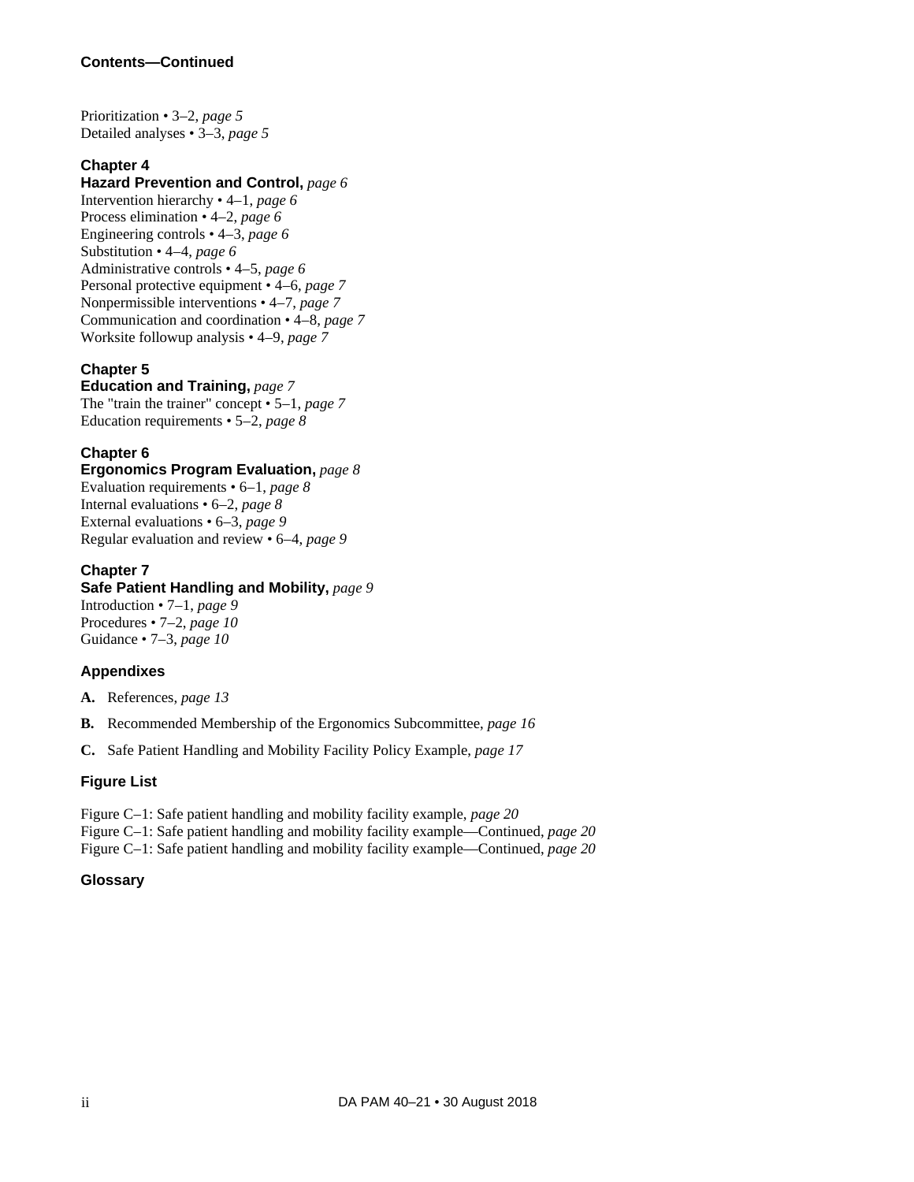**Contents—Continued**

Prioritization • 3–2, *page 5*
Detailed analyses • 3–3, *page 5*

**Chapter 4**
**Hazard Prevention and Control,** *page 6*
Intervention hierarchy • 4–1, *page 6*
Process elimination • 4–2, *page 6*
Engineering controls • 4–3, *page 6*
Substitution • 4–4, *page 6*
Administrative controls • 4–5, *page 6*
Personal protective equipment • 4–6, *page 7*
Nonpermissible interventions • 4–7, *page 7*
Communication and coordination • 4–8, *page 7*
Worksite followup analysis • 4–9, *page 7*

**Chapter 5**
**Education and Training,** *page 7*
The "train the trainer" concept • 5–1, *page 7*
Education requirements • 5–2, *page 8*

**Chapter 6**
**Ergonomics Program Evaluation,** *page 8*
Evaluation requirements • 6–1, *page 8*
Internal evaluations • 6–2, *page 8*
External evaluations • 6–3, *page 9*
Regular evaluation and review • 6–4, *page 9*

**Chapter 7**
**Safe Patient Handling and Mobility,** *page 9*
Introduction • 7–1, *page 9*
Procedures • 7–2, *page 10*
Guidance • 7–3, *page 10*

**Appendixes**

**A.** References, *page 13*

**B.** Recommended Membership of the Ergonomics Subcommittee, *page 16*

**C.** Safe Patient Handling and Mobility Facility Policy Example, *page 17*

**Figure List**

Figure C–1: Safe patient handling and mobility facility example, *page 20*
Figure C–1: Safe patient handling and mobility facility example—Continued, *page 20*
Figure C–1: Safe patient handling and mobility facility example—Continued, *page 20*

**Glossary**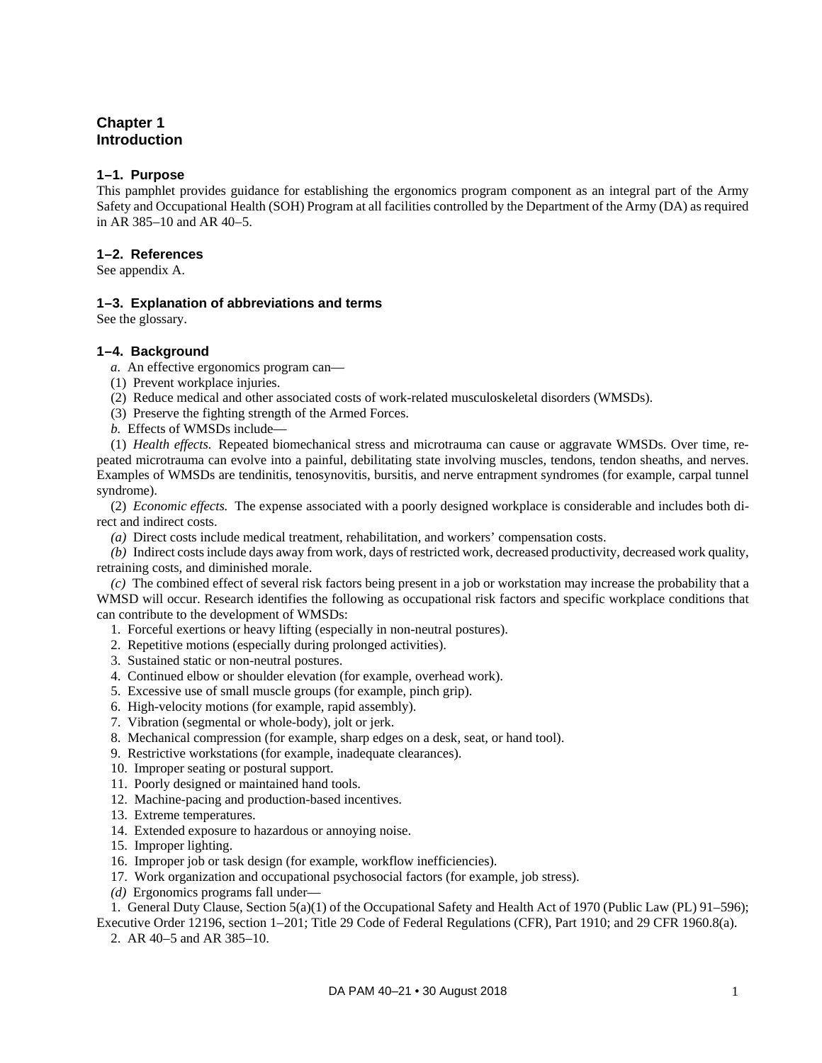# Chapter 1
# Introduction

### 1–1. Purpose

This pamphlet provides guidance for establishing the ergonomics program component as an integral part of the Army Safety and Occupational Health (SOH) Program at all facilities controlled by the Department of the Army (DA) as required in AR 385–10 and AR 40–5.

### 1–2. References

See appendix A.

### 1–3. Explanation of abbreviations and terms

See the glossary.

### 1–4. Background

*a.* An effective ergonomics program can—

(1) Prevent workplace injuries.

(2) Reduce medical and other associated costs of work-related musculoskeletal disorders (WMSDs).

(3) Preserve the fighting strength of the Armed Forces.

*b.* Effects of WMSDs include—

(1) *Health effects.* Repeated biomechanical stress and microtrauma can cause or aggravate WMSDs. Over time, repeated microtrauma can evolve into a painful, debilitating state involving muscles, tendons, tendon sheaths, and nerves. Examples of WMSDs are tendinitis, tenosynovitis, bursitis, and nerve entrapment syndromes (for example, carpal tunnel syndrome).

(2) *Economic effects.* The expense associated with a poorly designed workplace is considerable and includes both direct and indirect costs.

*(a)* Direct costs include medical treatment, rehabilitation, and workers' compensation costs.

*(b)* Indirect costs include days away from work, days of restricted work, decreased productivity, decreased work quality, retraining costs, and diminished morale.

*(c)* The combined effect of several risk factors being present in a job or workstation may increase the probability that a WMSD will occur. Research identifies the following as occupational risk factors and specific workplace conditions that can contribute to the development of WMSDs:

1. Forceful exertions or heavy lifting (especially in non-neutral postures).
2. Repetitive motions (especially during prolonged activities).
3. Sustained static or non-neutral postures.
4. Continued elbow or shoulder elevation (for example, overhead work).
5. Excessive use of small muscle groups (for example, pinch grip).
6. High-velocity motions (for example, rapid assembly).
7. Vibration (segmental or whole-body), jolt or jerk.
8. Mechanical compression (for example, sharp edges on a desk, seat, or hand tool).
9. Restrictive workstations (for example, inadequate clearances).
10. Improper seating or postural support.
11. Poorly designed or maintained hand tools.
12. Machine-pacing and production-based incentives.
13. Extreme temperatures.
14. Extended exposure to hazardous or annoying noise.
15. Improper lighting.
16. Improper job or task design (for example, workflow inefficiencies).
17. Work organization and occupational psychosocial factors (for example, job stress).

*(d)* Ergonomics programs fall under—

1. General Duty Clause, Section 5(a)(1) of the Occupational Safety and Health Act of 1970 (Public Law (PL) 91–596); Executive Order 12196, section 1–201; Title 29 Code of Federal Regulations (CFR), Part 1910; and 29 CFR 1960.8(a).
2. AR 40–5 and AR 385–10.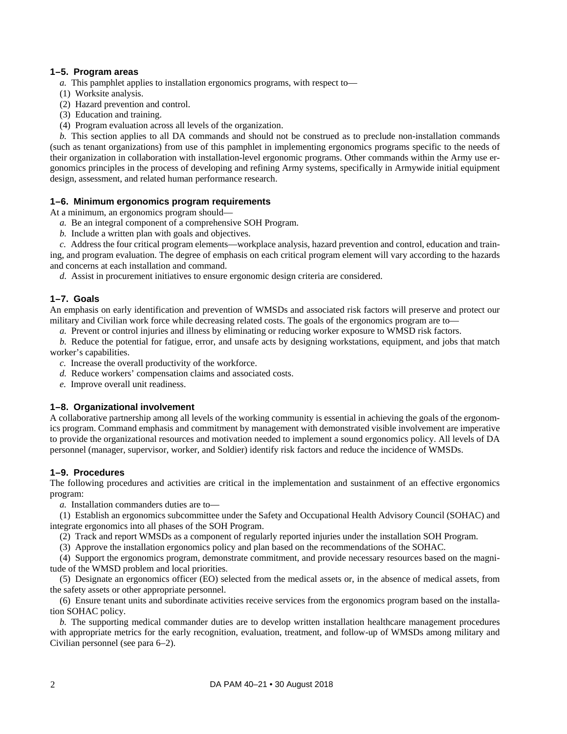### 1–5. Program areas

*a.* This pamphlet applies to installation ergonomics programs, with respect to—

(1) Worksite analysis.

(2) Hazard prevention and control.

(3) Education and training.

(4) Program evaluation across all levels of the organization.

*b.* This section applies to all DA commands and should not be construed as to preclude non-installation commands (such as tenant organizations) from use of this pamphlet in implementing ergonomics programs specific to the needs of their organization in collaboration with installation-level ergonomic programs. Other commands within the Army use ergonomics principles in the process of developing and refining Army systems, specifically in Armywide initial equipment design, assessment, and related human performance research.

### 1–6. Minimum ergonomics program requirements

At a minimum, an ergonomics program should—

*a.* Be an integral component of a comprehensive SOH Program.

*b.* Include a written plan with goals and objectives.

*c.* Address the four critical program elements—workplace analysis, hazard prevention and control, education and training, and program evaluation. The degree of emphasis on each critical program element will vary according to the hazards and concerns at each installation and command.

*d.* Assist in procurement initiatives to ensure ergonomic design criteria are considered.

### 1–7. Goals

An emphasis on early identification and prevention of WMSDs and associated risk factors will preserve and protect our military and Civilian work force while decreasing related costs. The goals of the ergonomics program are to—

*a.* Prevent or control injuries and illness by eliminating or reducing worker exposure to WMSD risk factors.

*b.* Reduce the potential for fatigue, error, and unsafe acts by designing workstations, equipment, and jobs that match worker's capabilities.

*c.* Increase the overall productivity of the workforce.

*d.* Reduce workers' compensation claims and associated costs.

*e.* Improve overall unit readiness.

### 1–8. Organizational involvement

A collaborative partnership among all levels of the working community is essential in achieving the goals of the ergonomics program. Command emphasis and commitment by management with demonstrated visible involvement are imperative to provide the organizational resources and motivation needed to implement a sound ergonomics policy. All levels of DA personnel (manager, supervisor, worker, and Soldier) identify risk factors and reduce the incidence of WMSDs.

### 1–9. Procedures

The following procedures and activities are critical in the implementation and sustainment of an effective ergonomics program:

*a.* Installation commanders duties are to—

(1) Establish an ergonomics subcommittee under the Safety and Occupational Health Advisory Council (SOHAC) and integrate ergonomics into all phases of the SOH Program.

(2) Track and report WMSDs as a component of regularly reported injuries under the installation SOH Program.

(3) Approve the installation ergonomics policy and plan based on the recommendations of the SOHAC.

(4) Support the ergonomics program, demonstrate commitment, and provide necessary resources based on the magnitude of the WMSD problem and local priorities.

(5) Designate an ergonomics officer (EO) selected from the medical assets or, in the absence of medical assets, from the safety assets or other appropriate personnel.

(6) Ensure tenant units and subordinate activities receive services from the ergonomics program based on the installation SOHAC policy.

*b.* The supporting medical commander duties are to develop written installation healthcare management procedures with appropriate metrics for the early recognition, evaluation, treatment, and follow-up of WMSDs among military and Civilian personnel (see para 6–2).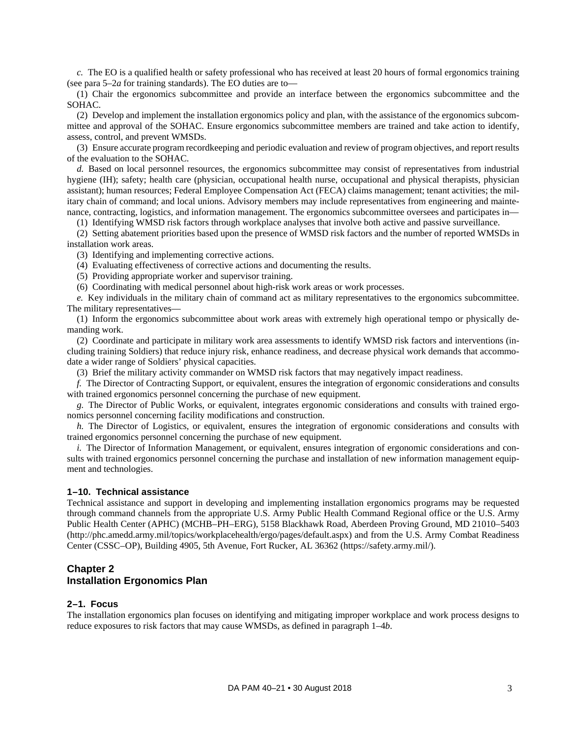*c.* The EO is a qualified health or safety professional who has received at least 20 hours of formal ergonomics training (see para 5–2*a* for training standards). The EO duties are to—

(1) Chair the ergonomics subcommittee and provide an interface between the ergonomics subcommittee and the SOHAC.

(2) Develop and implement the installation ergonomics policy and plan, with the assistance of the ergonomics subcommittee and approval of the SOHAC. Ensure ergonomics subcommittee members are trained and take action to identify, assess, control, and prevent WMSDs.

(3) Ensure accurate program recordkeeping and periodic evaluation and review of program objectives, and report results of the evaluation to the SOHAC.

*d.* Based on local personnel resources, the ergonomics subcommittee may consist of representatives from industrial hygiene (IH); safety; health care (physician, occupational health nurse, occupational and physical therapists, physician assistant); human resources; Federal Employee Compensation Act (FECA) claims management; tenant activities; the military chain of command; and local unions. Advisory members may include representatives from engineering and maintenance, contracting, logistics, and information management. The ergonomics subcommittee oversees and participates in—

(1) Identifying WMSD risk factors through workplace analyses that involve both active and passive surveillance.

(2) Setting abatement priorities based upon the presence of WMSD risk factors and the number of reported WMSDs in installation work areas.

(3) Identifying and implementing corrective actions.

(4) Evaluating effectiveness of corrective actions and documenting the results.

(5) Providing appropriate worker and supervisor training.

(6) Coordinating with medical personnel about high-risk work areas or work processes.

*e.* Key individuals in the military chain of command act as military representatives to the ergonomics subcommittee. The military representatives—

(1) Inform the ergonomics subcommittee about work areas with extremely high operational tempo or physically demanding work.

(2) Coordinate and participate in military work area assessments to identify WMSD risk factors and interventions (including training Soldiers) that reduce injury risk, enhance readiness, and decrease physical work demands that accommodate a wider range of Soldiers' physical capacities.

(3) Brief the military activity commander on WMSD risk factors that may negatively impact readiness.

*f.* The Director of Contracting Support, or equivalent, ensures the integration of ergonomic considerations and consults with trained ergonomics personnel concerning the purchase of new equipment.

*g.* The Director of Public Works, or equivalent, integrates ergonomic considerations and consults with trained ergonomics personnel concerning facility modifications and construction.

*h.* The Director of Logistics, or equivalent, ensures the integration of ergonomic considerations and consults with trained ergonomics personnel concerning the purchase of new equipment.

*i.* The Director of Information Management, or equivalent, ensures integration of ergonomic considerations and consults with trained ergonomics personnel concerning the purchase and installation of new information management equipment and technologies.

### 1–10. Technical assistance

Technical assistance and support in developing and implementing installation ergonomics programs may be requested through command channels from the appropriate U.S. Army Public Health Command Regional office or the U.S. Army Public Health Center (APHC) (MCHB–PH–ERG), 5158 Blackhawk Road, Aberdeen Proving Ground, MD 21010–5403 (http://phc.amedd.army.mil/topics/workplacehealth/ergo/pages/default.aspx) and from the U.S. Army Combat Readiness Center (CSSC–OP), Building 4905, 5th Avenue, Fort Rucker, AL 36362 (https://safety.army.mil/).

## Chapter 2
## Installation Ergonomics Plan

### 2–1. Focus

The installation ergonomics plan focuses on identifying and mitigating improper workplace and work process designs to reduce exposures to risk factors that may cause WMSDs, as defined in paragraph 1–4*b*.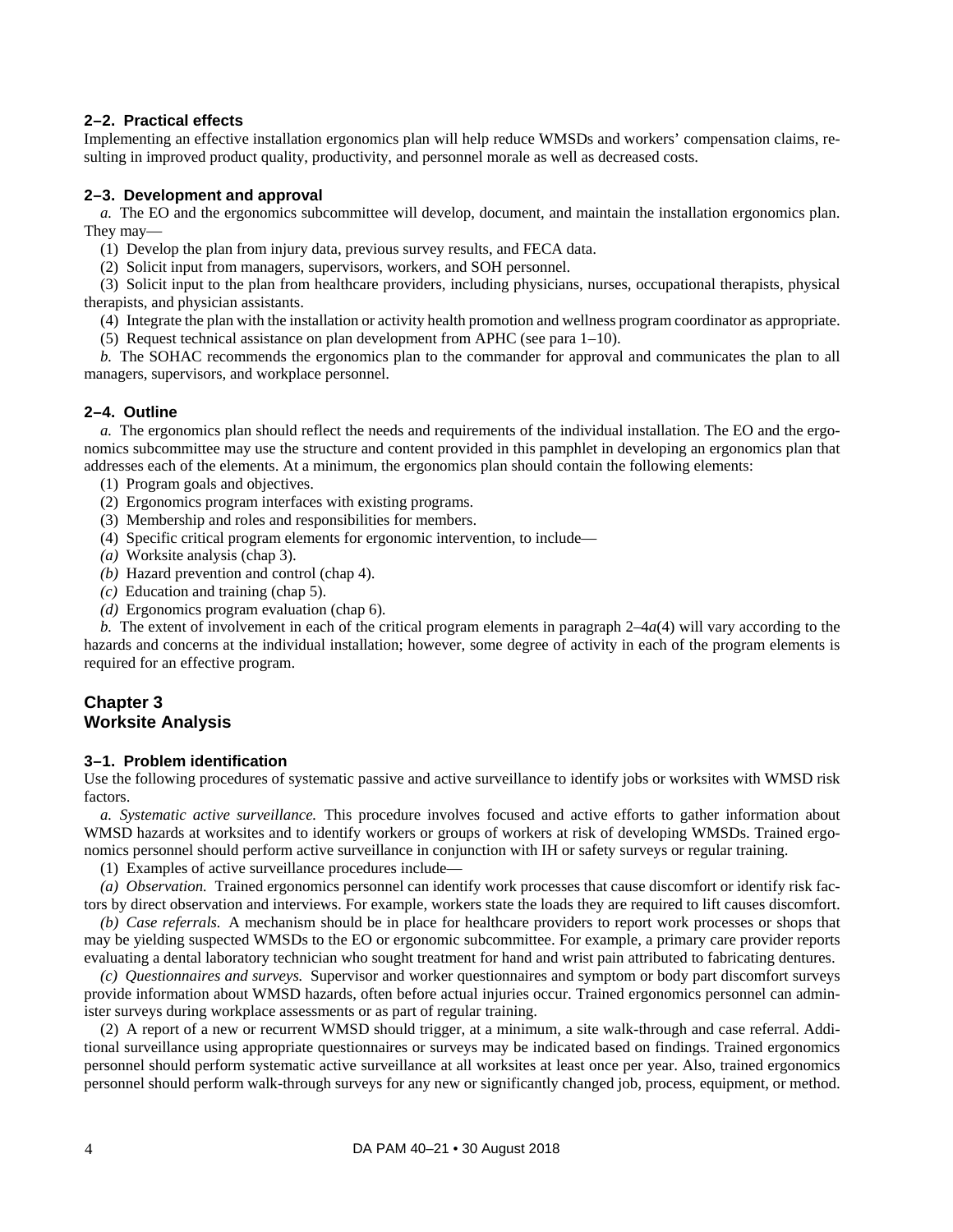### 2–2. Practical effects

Implementing an effective installation ergonomics plan will help reduce WMSDs and workers' compensation claims, resulting in improved product quality, productivity, and personnel morale as well as decreased costs.

### 2–3. Development and approval

*a.* The EO and the ergonomics subcommittee will develop, document, and maintain the installation ergonomics plan. They may—

(1) Develop the plan from injury data, previous survey results, and FECA data.

(2) Solicit input from managers, supervisors, workers, and SOH personnel.

(3) Solicit input to the plan from healthcare providers, including physicians, nurses, occupational therapists, physical therapists, and physician assistants.

(4) Integrate the plan with the installation or activity health promotion and wellness program coordinator as appropriate.

(5) Request technical assistance on plan development from APHC (see para 1–10).

*b.* The SOHAC recommends the ergonomics plan to the commander for approval and communicates the plan to all managers, supervisors, and workplace personnel.

### 2–4. Outline

*a.* The ergonomics plan should reflect the needs and requirements of the individual installation. The EO and the ergonomics subcommittee may use the structure and content provided in this pamphlet in developing an ergonomics plan that addresses each of the elements. At a minimum, the ergonomics plan should contain the following elements:

(1) Program goals and objectives.

(2) Ergonomics program interfaces with existing programs.

(3) Membership and roles and responsibilities for members.

(4) Specific critical program elements for ergonomic intervention, to include—

*(a)* Worksite analysis (chap 3).

*(b)* Hazard prevention and control (chap 4).

*(c)* Education and training (chap 5).

*(d)* Ergonomics program evaluation (chap 6).

*b.* The extent of involvement in each of the critical program elements in paragraph 2–4*a*(4) will vary according to the hazards and concerns at the individual installation; however, some degree of activity in each of the program elements is required for an effective program.

## Chapter 3
## Worksite Analysis

### 3–1. Problem identification

Use the following procedures of systematic passive and active surveillance to identify jobs or worksites with WMSD risk factors.

*a. Systematic active surveillance.* This procedure involves focused and active efforts to gather information about WMSD hazards at worksites and to identify workers or groups of workers at risk of developing WMSDs. Trained ergonomics personnel should perform active surveillance in conjunction with IH or safety surveys or regular training.

(1) Examples of active surveillance procedures include—

*(a) Observation.* Trained ergonomics personnel can identify work processes that cause discomfort or identify risk factors by direct observation and interviews. For example, workers state the loads they are required to lift causes discomfort.

*(b) Case referrals.* A mechanism should be in place for healthcare providers to report work processes or shops that may be yielding suspected WMSDs to the EO or ergonomic subcommittee. For example, a primary care provider reports evaluating a dental laboratory technician who sought treatment for hand and wrist pain attributed to fabricating dentures.

*(c) Questionnaires and surveys.* Supervisor and worker questionnaires and symptom or body part discomfort surveys provide information about WMSD hazards, often before actual injuries occur. Trained ergonomics personnel can administer surveys during workplace assessments or as part of regular training.

(2) A report of a new or recurrent WMSD should trigger, at a minimum, a site walk-through and case referral. Additional surveillance using appropriate questionnaires or surveys may be indicated based on findings. Trained ergonomics personnel should perform systematic active surveillance at all worksites at least once per year. Also, trained ergonomics personnel should perform walk-through surveys for any new or significantly changed job, process, equipment, or method.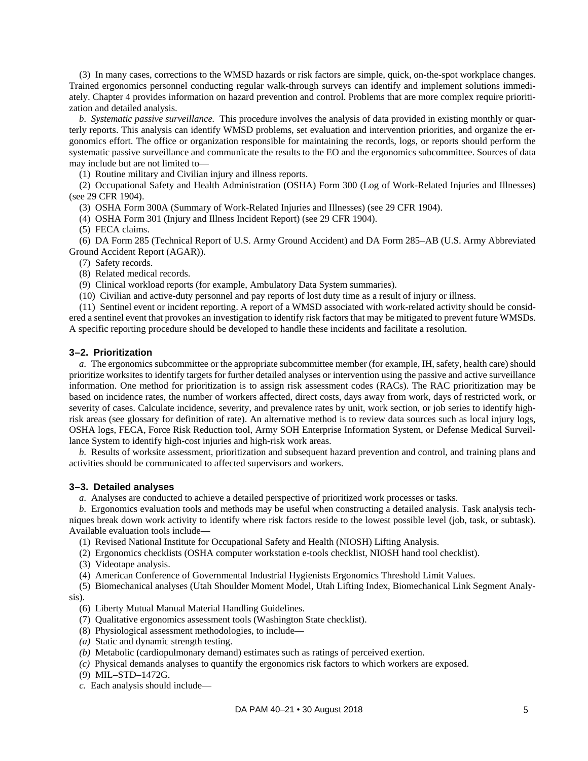(3) In many cases, corrections to the WMSD hazards or risk factors are simple, quick, on-the-spot workplace changes. Trained ergonomics personnel conducting regular walk-through surveys can identify and implement solutions immediately. Chapter 4 provides information on hazard prevention and control. Problems that are more complex require prioritization and detailed analysis.

*b. Systematic passive surveillance.* This procedure involves the analysis of data provided in existing monthly or quarterly reports. This analysis can identify WMSD problems, set evaluation and intervention priorities, and organize the ergonomics effort. The office or organization responsible for maintaining the records, logs, or reports should perform the systematic passive surveillance and communicate the results to the EO and the ergonomics subcommittee. Sources of data may include but are not limited to—

(1) Routine military and Civilian injury and illness reports.

(2) Occupational Safety and Health Administration (OSHA) Form 300 (Log of Work-Related Injuries and Illnesses) (see 29 CFR 1904).

(3) OSHA Form 300A (Summary of Work-Related Injuries and Illnesses) (see 29 CFR 1904).

(4) OSHA Form 301 (Injury and Illness Incident Report) (see 29 CFR 1904).

(5) FECA claims.

(6) DA Form 285 (Technical Report of U.S. Army Ground Accident) and DA Form 285–AB (U.S. Army Abbreviated Ground Accident Report (AGAR)).

(7) Safety records.

(8) Related medical records.

(9) Clinical workload reports (for example, Ambulatory Data System summaries).

(10) Civilian and active-duty personnel and pay reports of lost duty time as a result of injury or illness.

(11) Sentinel event or incident reporting. A report of a WMSD associated with work-related activity should be considered a sentinel event that provokes an investigation to identify risk factors that may be mitigated to prevent future WMSDs. A specific reporting procedure should be developed to handle these incidents and facilitate a resolution.

### 3–2. Prioritization

*a.* The ergonomics subcommittee or the appropriate subcommittee member (for example, IH, safety, health care) should prioritize worksites to identify targets for further detailed analyses or intervention using the passive and active surveillance information. One method for prioritization is to assign risk assessment codes (RACs). The RAC prioritization may be based on incidence rates, the number of workers affected, direct costs, days away from work, days of restricted work, or severity of cases. Calculate incidence, severity, and prevalence rates by unit, work section, or job series to identify high-risk areas (see glossary for definition of rate). An alternative method is to review data sources such as local injury logs, OSHA logs, FECA, Force Risk Reduction tool, Army SOH Enterprise Information System, or Defense Medical Surveillance System to identify high-cost injuries and high-risk work areas.

*b.* Results of worksite assessment, prioritization and subsequent hazard prevention and control, and training plans and activities should be communicated to affected supervisors and workers.

### 3–3. Detailed analyses

*a.* Analyses are conducted to achieve a detailed perspective of prioritized work processes or tasks.

*b.* Ergonomics evaluation tools and methods may be useful when constructing a detailed analysis. Task analysis techniques break down work activity to identify where risk factors reside to the lowest possible level (job, task, or subtask). Available evaluation tools include—

(1) Revised National Institute for Occupational Safety and Health (NIOSH) Lifting Analysis.

(2) Ergonomics checklists (OSHA computer workstation e-tools checklist, NIOSH hand tool checklist).

(3) Videotape analysis.

(4) American Conference of Governmental Industrial Hygienists Ergonomics Threshold Limit Values.

(5) Biomechanical analyses (Utah Shoulder Moment Model, Utah Lifting Index, Biomechanical Link Segment Analysis).

(6) Liberty Mutual Manual Material Handling Guidelines.

(7) Qualitative ergonomics assessment tools (Washington State checklist).

(8) Physiological assessment methodologies, to include—

*(a)* Static and dynamic strength testing.

*(b)* Metabolic (cardiopulmonary demand) estimates such as ratings of perceived exertion.

*(c)* Physical demands analyses to quantify the ergonomics risk factors to which workers are exposed.

(9) MIL–STD–1472G.

*c.* Each analysis should include—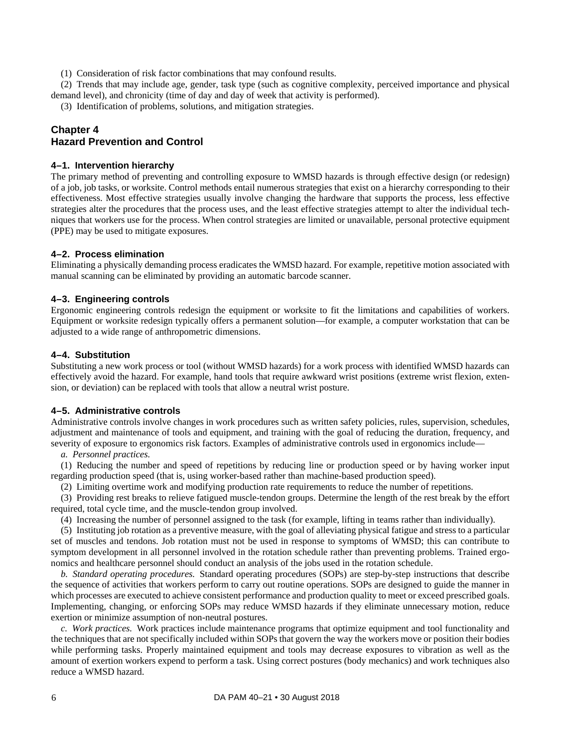(1) Consideration of risk factor combinations that may confound results.

(2) Trends that may include age, gender, task type (such as cognitive complexity, perceived importance and physical demand level), and chronicity (time of day and day of week that activity is performed).

(3) Identification of problems, solutions, and mitigation strategies.

# Chapter 4
# Hazard Prevention and Control

## 4–1. Intervention hierarchy

The primary method of preventing and controlling exposure to WMSD hazards is through effective design (or redesign) of a job, job tasks, or worksite. Control methods entail numerous strategies that exist on a hierarchy corresponding to their effectiveness. Most effective strategies usually involve changing the hardware that supports the process, less effective strategies alter the procedures that the process uses, and the least effective strategies attempt to alter the individual techniques that workers use for the process. When control strategies are limited or unavailable, personal protective equipment (PPE) may be used to mitigate exposures.

## 4–2. Process elimination

Eliminating a physically demanding process eradicates the WMSD hazard. For example, repetitive motion associated with manual scanning can be eliminated by providing an automatic barcode scanner.

## 4–3. Engineering controls

Ergonomic engineering controls redesign the equipment or worksite to fit the limitations and capabilities of workers. Equipment or worksite redesign typically offers a permanent solution—for example, a computer workstation that can be adjusted to a wide range of anthropometric dimensions.

## 4–4. Substitution

Substituting a new work process or tool (without WMSD hazards) for a work process with identified WMSD hazards can effectively avoid the hazard. For example, hand tools that require awkward wrist positions (extreme wrist flexion, extension, or deviation) can be replaced with tools that allow a neutral wrist posture.

## 4–5. Administrative controls

Administrative controls involve changes in work procedures such as written safety policies, rules, supervision, schedules, adjustment and maintenance of tools and equipment, and training with the goal of reducing the duration, frequency, and severity of exposure to ergonomics risk factors. Examples of administrative controls used in ergonomics include—

*a. Personnel practices.*

(1) Reducing the number and speed of repetitions by reducing line or production speed or by having worker input regarding production speed (that is, using worker-based rather than machine-based production speed).

(2) Limiting overtime work and modifying production rate requirements to reduce the number of repetitions.

(3) Providing rest breaks to relieve fatigued muscle-tendon groups. Determine the length of the rest break by the effort required, total cycle time, and the muscle-tendon group involved.

(4) Increasing the number of personnel assigned to the task (for example, lifting in teams rather than individually).

(5) Instituting job rotation as a preventive measure, with the goal of alleviating physical fatigue and stress to a particular set of muscles and tendons. Job rotation must not be used in response to symptoms of WMSD; this can contribute to symptom development in all personnel involved in the rotation schedule rather than preventing problems. Trained ergonomics and healthcare personnel should conduct an analysis of the jobs used in the rotation schedule.

*b. Standard operating procedures.* Standard operating procedures (SOPs) are step-by-step instructions that describe the sequence of activities that workers perform to carry out routine operations. SOPs are designed to guide the manner in which processes are executed to achieve consistent performance and production quality to meet or exceed prescribed goals. Implementing, changing, or enforcing SOPs may reduce WMSD hazards if they eliminate unnecessary motion, reduce exertion or minimize assumption of non-neutral postures.

*c. Work practices.* Work practices include maintenance programs that optimize equipment and tool functionality and the techniques that are not specifically included within SOPs that govern the way the workers move or position their bodies while performing tasks. Properly maintained equipment and tools may decrease exposures to vibration as well as the amount of exertion workers expend to perform a task. Using correct postures (body mechanics) and work techniques also reduce a WMSD hazard.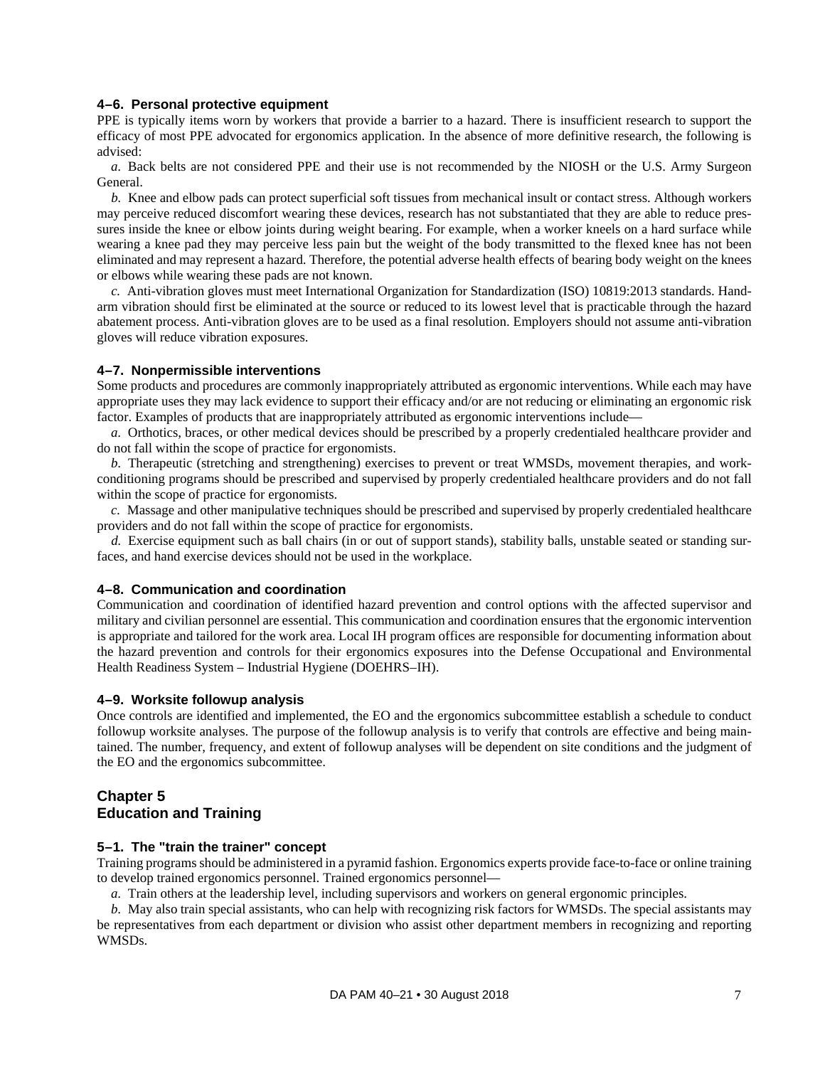#### 4–6. Personal protective equipment

PPE is typically items worn by workers that provide a barrier to a hazard. There is insufficient research to support the efficacy of most PPE advocated for ergonomics application. In the absence of more definitive research, the following is advised:

*a.* Back belts are not considered PPE and their use is not recommended by the NIOSH or the U.S. Army Surgeon General.

*b.* Knee and elbow pads can protect superficial soft tissues from mechanical insult or contact stress. Although workers may perceive reduced discomfort wearing these devices, research has not substantiated that they are able to reduce pressures inside the knee or elbow joints during weight bearing. For example, when a worker kneels on a hard surface while wearing a knee pad they may perceive less pain but the weight of the body transmitted to the flexed knee has not been eliminated and may represent a hazard. Therefore, the potential adverse health effects of bearing body weight on the knees or elbows while wearing these pads are not known.

*c.* Anti-vibration gloves must meet International Organization for Standardization (ISO) 10819:2013 standards. Hand-arm vibration should first be eliminated at the source or reduced to its lowest level that is practicable through the hazard abatement process. Anti-vibration gloves are to be used as a final resolution. Employers should not assume anti-vibration gloves will reduce vibration exposures.

#### 4–7. Nonpermissible interventions

Some products and procedures are commonly inappropriately attributed as ergonomic interventions. While each may have appropriate uses they may lack evidence to support their efficacy and/or are not reducing or eliminating an ergonomic risk factor. Examples of products that are inappropriately attributed as ergonomic interventions include—

*a.* Orthotics, braces, or other medical devices should be prescribed by a properly credentialed healthcare provider and do not fall within the scope of practice for ergonomists.

*b.* Therapeutic (stretching and strengthening) exercises to prevent or treat WMSDs, movement therapies, and work-conditioning programs should be prescribed and supervised by properly credentialed healthcare providers and do not fall within the scope of practice for ergonomists.

*c.* Massage and other manipulative techniques should be prescribed and supervised by properly credentialed healthcare providers and do not fall within the scope of practice for ergonomists.

*d.* Exercise equipment such as ball chairs (in or out of support stands), stability balls, unstable seated or standing surfaces, and hand exercise devices should not be used in the workplace.

#### 4–8. Communication and coordination

Communication and coordination of identified hazard prevention and control options with the affected supervisor and military and civilian personnel are essential. This communication and coordination ensures that the ergonomic intervention is appropriate and tailored for the work area. Local IH program offices are responsible for documenting information about the hazard prevention and controls for their ergonomics exposures into the Defense Occupational and Environmental Health Readiness System – Industrial Hygiene (DOEHRS–IH).

#### 4–9. Worksite followup analysis

Once controls are identified and implemented, the EO and the ergonomics subcommittee establish a schedule to conduct followup worksite analyses. The purpose of the followup analysis is to verify that controls are effective and being maintained. The number, frequency, and extent of followup analyses will be dependent on site conditions and the judgment of the EO and the ergonomics subcommittee.

## Chapter 5
## Education and Training

#### 5–1. The "train the trainer" concept

Training programs should be administered in a pyramid fashion. Ergonomics experts provide face-to-face or online training to develop trained ergonomics personnel. Trained ergonomics personnel—

*a.* Train others at the leadership level, including supervisors and workers on general ergonomic principles.

*b.* May also train special assistants, who can help with recognizing risk factors for WMSDs. The special assistants may be representatives from each department or division who assist other department members in recognizing and reporting WMSDs.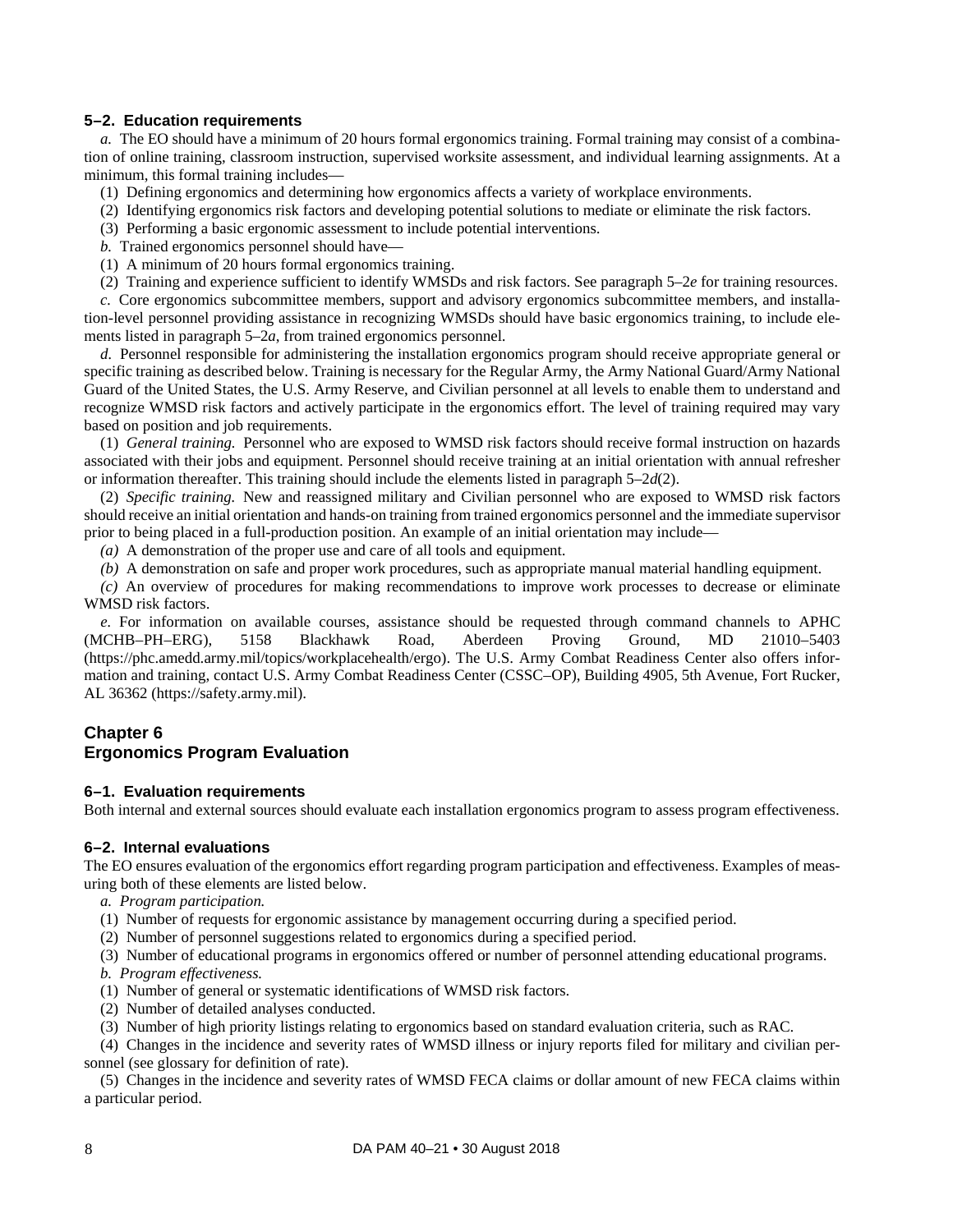### 5–2. Education requirements

*a.* The EO should have a minimum of 20 hours formal ergonomics training. Formal training may consist of a combination of online training, classroom instruction, supervised worksite assessment, and individual learning assignments. At a minimum, this formal training includes—

(1) Defining ergonomics and determining how ergonomics affects a variety of workplace environments.

(2) Identifying ergonomics risk factors and developing potential solutions to mediate or eliminate the risk factors.

(3) Performing a basic ergonomic assessment to include potential interventions.

*b.* Trained ergonomics personnel should have—

(1) A minimum of 20 hours formal ergonomics training.

(2) Training and experience sufficient to identify WMSDs and risk factors. See paragraph 5–2*e* for training resources.

*c.* Core ergonomics subcommittee members, support and advisory ergonomics subcommittee members, and installation-level personnel providing assistance in recognizing WMSDs should have basic ergonomics training, to include elements listed in paragraph 5–2*a*, from trained ergonomics personnel.

*d.* Personnel responsible for administering the installation ergonomics program should receive appropriate general or specific training as described below. Training is necessary for the Regular Army, the Army National Guard/Army National Guard of the United States, the U.S. Army Reserve, and Civilian personnel at all levels to enable them to understand and recognize WMSD risk factors and actively participate in the ergonomics effort. The level of training required may vary based on position and job requirements.

(1) *General training.* Personnel who are exposed to WMSD risk factors should receive formal instruction on hazards associated with their jobs and equipment. Personnel should receive training at an initial orientation with annual refresher or information thereafter. This training should include the elements listed in paragraph 5–2*d*(2).

(2) *Specific training.* New and reassigned military and Civilian personnel who are exposed to WMSD risk factors should receive an initial orientation and hands-on training from trained ergonomics personnel and the immediate supervisor prior to being placed in a full-production position. An example of an initial orientation may include—

*(a)* A demonstration of the proper use and care of all tools and equipment.

*(b)* A demonstration on safe and proper work procedures, such as appropriate manual material handling equipment.

*(c)* An overview of procedures for making recommendations to improve work processes to decrease or eliminate WMSD risk factors.

*e.* For information on available courses, assistance should be requested through command channels to APHC (MCHB–PH–ERG), 5158 Blackhawk Road, Aberdeen Proving Ground, MD 21010–5403 (https://phc.amedd.army.mil/topics/workplacehealth/ergo). The U.S. Army Combat Readiness Center also offers information and training, contact U.S. Army Combat Readiness Center (CSSC–OP), Building 4905, 5th Avenue, Fort Rucker, AL 36362 (https://safety.army.mil).

## Chapter 6
## Ergonomics Program Evaluation

### 6–1. Evaluation requirements

Both internal and external sources should evaluate each installation ergonomics program to assess program effectiveness.

### 6–2. Internal evaluations

The EO ensures evaluation of the ergonomics effort regarding program participation and effectiveness. Examples of measuring both of these elements are listed below.

*a. Program participation.*

(1) Number of requests for ergonomic assistance by management occurring during a specified period.

(2) Number of personnel suggestions related to ergonomics during a specified period.

(3) Number of educational programs in ergonomics offered or number of personnel attending educational programs.

*b. Program effectiveness.*

(1) Number of general or systematic identifications of WMSD risk factors.

(2) Number of detailed analyses conducted.

(3) Number of high priority listings relating to ergonomics based on standard evaluation criteria, such as RAC.

(4) Changes in the incidence and severity rates of WMSD illness or injury reports filed for military and civilian personnel (see glossary for definition of rate).

(5) Changes in the incidence and severity rates of WMSD FECA claims or dollar amount of new FECA claims within a particular period.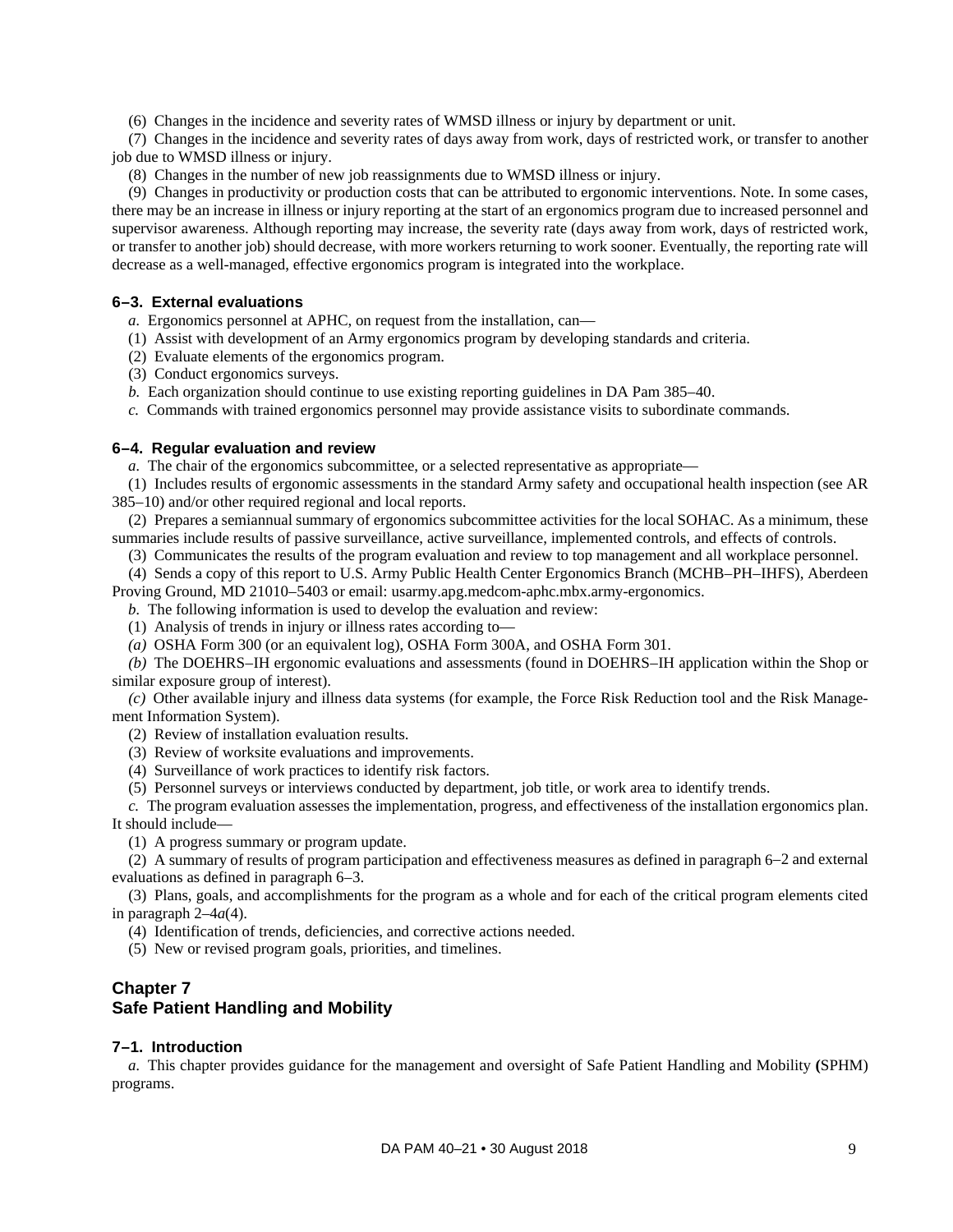(6) Changes in the incidence and severity rates of WMSD illness or injury by department or unit.

(7) Changes in the incidence and severity rates of days away from work, days of restricted work, or transfer to another job due to WMSD illness or injury.

(8) Changes in the number of new job reassignments due to WMSD illness or injury.

(9) Changes in productivity or production costs that can be attributed to ergonomic interventions. Note. In some cases, there may be an increase in illness or injury reporting at the start of an ergonomics program due to increased personnel and supervisor awareness. Although reporting may increase, the severity rate (days away from work, days of restricted work, or transfer to another job) should decrease, with more workers returning to work sooner. Eventually, the reporting rate will decrease as a well-managed, effective ergonomics program is integrated into the workplace.

### 6–3. External evaluations

*a.* Ergonomics personnel at APHC, on request from the installation, can—

(1) Assist with development of an Army ergonomics program by developing standards and criteria.

(2) Evaluate elements of the ergonomics program.

(3) Conduct ergonomics surveys.

*b.* Each organization should continue to use existing reporting guidelines in DA Pam 385–40.

*c.* Commands with trained ergonomics personnel may provide assistance visits to subordinate commands.

### 6–4. Regular evaluation and review

*a.* The chair of the ergonomics subcommittee, or a selected representative as appropriate—

(1) Includes results of ergonomic assessments in the standard Army safety and occupational health inspection (see AR 385–10) and/or other required regional and local reports.

(2) Prepares a semiannual summary of ergonomics subcommittee activities for the local SOHAC. As a minimum, these summaries include results of passive surveillance, active surveillance, implemented controls, and effects of controls.

(3) Communicates the results of the program evaluation and review to top management and all workplace personnel.

(4) Sends a copy of this report to U.S. Army Public Health Center Ergonomics Branch (MCHB–PH–IHFS), Aberdeen Proving Ground, MD 21010–5403 or email: usarmy.apg.medcom-aphc.mbx.army-ergonomics.

*b.* The following information is used to develop the evaluation and review:

(1) Analysis of trends in injury or illness rates according to—

*(a)* OSHA Form 300 (or an equivalent log), OSHA Form 300A, and OSHA Form 301.

*(b)* The DOEHRS–IH ergonomic evaluations and assessments (found in DOEHRS–IH application within the Shop or similar exposure group of interest).

*(c)* Other available injury and illness data systems (for example, the Force Risk Reduction tool and the Risk Management Information System).

(2) Review of installation evaluation results.

(3) Review of worksite evaluations and improvements.

(4) Surveillance of work practices to identify risk factors.

(5) Personnel surveys or interviews conducted by department, job title, or work area to identify trends.

*c.* The program evaluation assesses the implementation, progress, and effectiveness of the installation ergonomics plan. It should include—

(1) A progress summary or program update.

(2) A summary of results of program participation and effectiveness measures as defined in paragraph 6–2 and external evaluations as defined in paragraph 6–3.

(3) Plans, goals, and accomplishments for the program as a whole and for each of the critical program elements cited in paragraph 2–4*a*(4).

(4) Identification of trends, deficiencies, and corrective actions needed.

(5) New or revised program goals, priorities, and timelines.

## Chapter 7
## Safe Patient Handling and Mobility

### 7–1. Introduction

*a.* This chapter provides guidance for the management and oversight of Safe Patient Handling and Mobility **(**SPHM) programs.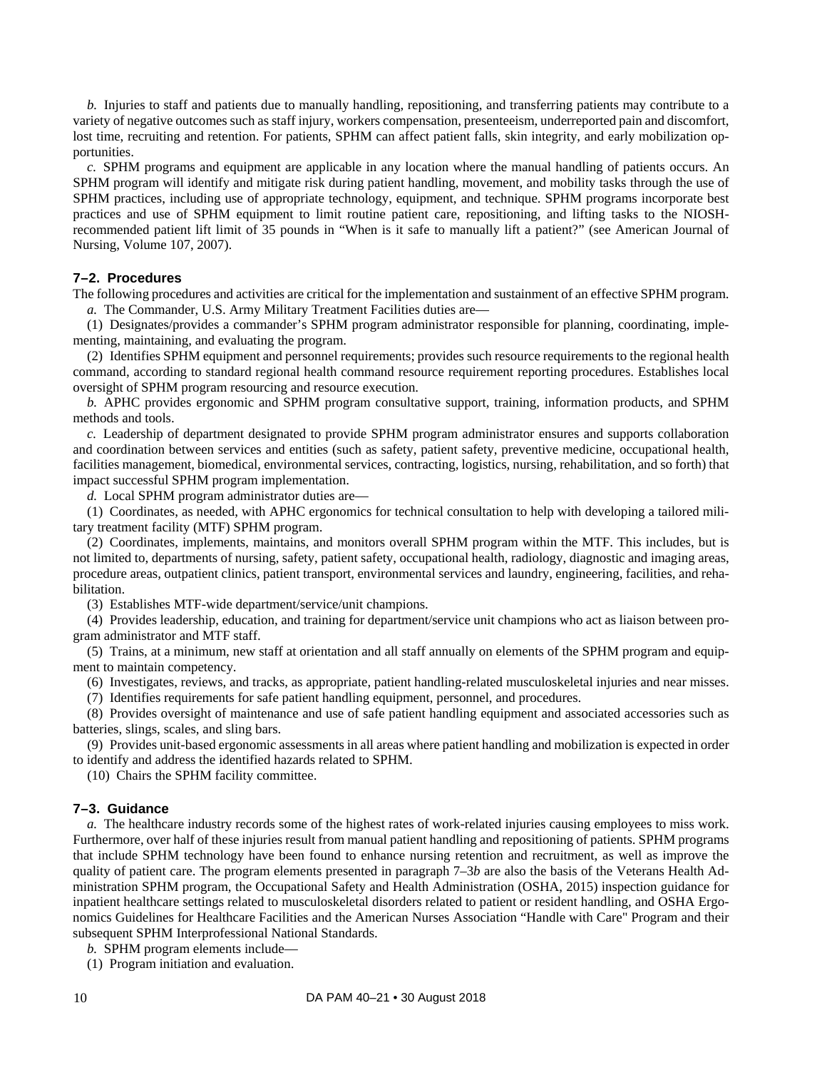*b.* Injuries to staff and patients due to manually handling, repositioning, and transferring patients may contribute to a variety of negative outcomes such as staff injury, workers compensation, presenteeism, underreported pain and discomfort, lost time, recruiting and retention. For patients, SPHM can affect patient falls, skin integrity, and early mobilization opportunities.

*c.* SPHM programs and equipment are applicable in any location where the manual handling of patients occurs. An SPHM program will identify and mitigate risk during patient handling, movement, and mobility tasks through the use of SPHM practices, including use of appropriate technology, equipment, and technique. SPHM programs incorporate best practices and use of SPHM equipment to limit routine patient care, repositioning, and lifting tasks to the NIOSH-recommended patient lift limit of 35 pounds in "When is it safe to manually lift a patient?" (see American Journal of Nursing, Volume 107, 2007).

### 7–2. Procedures

The following procedures and activities are critical for the implementation and sustainment of an effective SPHM program.

*a.* The Commander, U.S. Army Military Treatment Facilities duties are—

(1) Designates/provides a commander's SPHM program administrator responsible for planning, coordinating, implementing, maintaining, and evaluating the program.

(2) Identifies SPHM equipment and personnel requirements; provides such resource requirements to the regional health command, according to standard regional health command resource requirement reporting procedures. Establishes local oversight of SPHM program resourcing and resource execution.

*b.* APHC provides ergonomic and SPHM program consultative support, training, information products, and SPHM methods and tools.

*c.* Leadership of department designated to provide SPHM program administrator ensures and supports collaboration and coordination between services and entities (such as safety, patient safety, preventive medicine, occupational health, facilities management, biomedical, environmental services, contracting, logistics, nursing, rehabilitation, and so forth) that impact successful SPHM program implementation.

*d.* Local SPHM program administrator duties are—

(1) Coordinates, as needed, with APHC ergonomics for technical consultation to help with developing a tailored military treatment facility (MTF) SPHM program.

(2) Coordinates, implements, maintains, and monitors overall SPHM program within the MTF. This includes, but is not limited to, departments of nursing, safety, patient safety, occupational health, radiology, diagnostic and imaging areas, procedure areas, outpatient clinics, patient transport, environmental services and laundry, engineering, facilities, and rehabilitation.

(3) Establishes MTF-wide department/service/unit champions.

(4) Provides leadership, education, and training for department/service unit champions who act as liaison between program administrator and MTF staff.

(5) Trains, at a minimum, new staff at orientation and all staff annually on elements of the SPHM program and equipment to maintain competency.

(6) Investigates, reviews, and tracks, as appropriate, patient handling-related musculoskeletal injuries and near misses.

(7) Identifies requirements for safe patient handling equipment, personnel, and procedures.

(8) Provides oversight of maintenance and use of safe patient handling equipment and associated accessories such as batteries, slings, scales, and sling bars.

(9) Provides unit-based ergonomic assessments in all areas where patient handling and mobilization is expected in order to identify and address the identified hazards related to SPHM.

(10) Chairs the SPHM facility committee.

### 7–3. Guidance

*a.* The healthcare industry records some of the highest rates of work-related injuries causing employees to miss work. Furthermore, over half of these injuries result from manual patient handling and repositioning of patients. SPHM programs that include SPHM technology have been found to enhance nursing retention and recruitment, as well as improve the quality of patient care. The program elements presented in paragraph 7–3*b* are also the basis of the Veterans Health Administration SPHM program, the Occupational Safety and Health Administration (OSHA, 2015) inspection guidance for inpatient healthcare settings related to musculoskeletal disorders related to patient or resident handling, and OSHA Ergonomics Guidelines for Healthcare Facilities and the American Nurses Association "Handle with Care" Program and their subsequent SPHM Interprofessional National Standards.

*b.* SPHM program elements include—

(1) Program initiation and evaluation.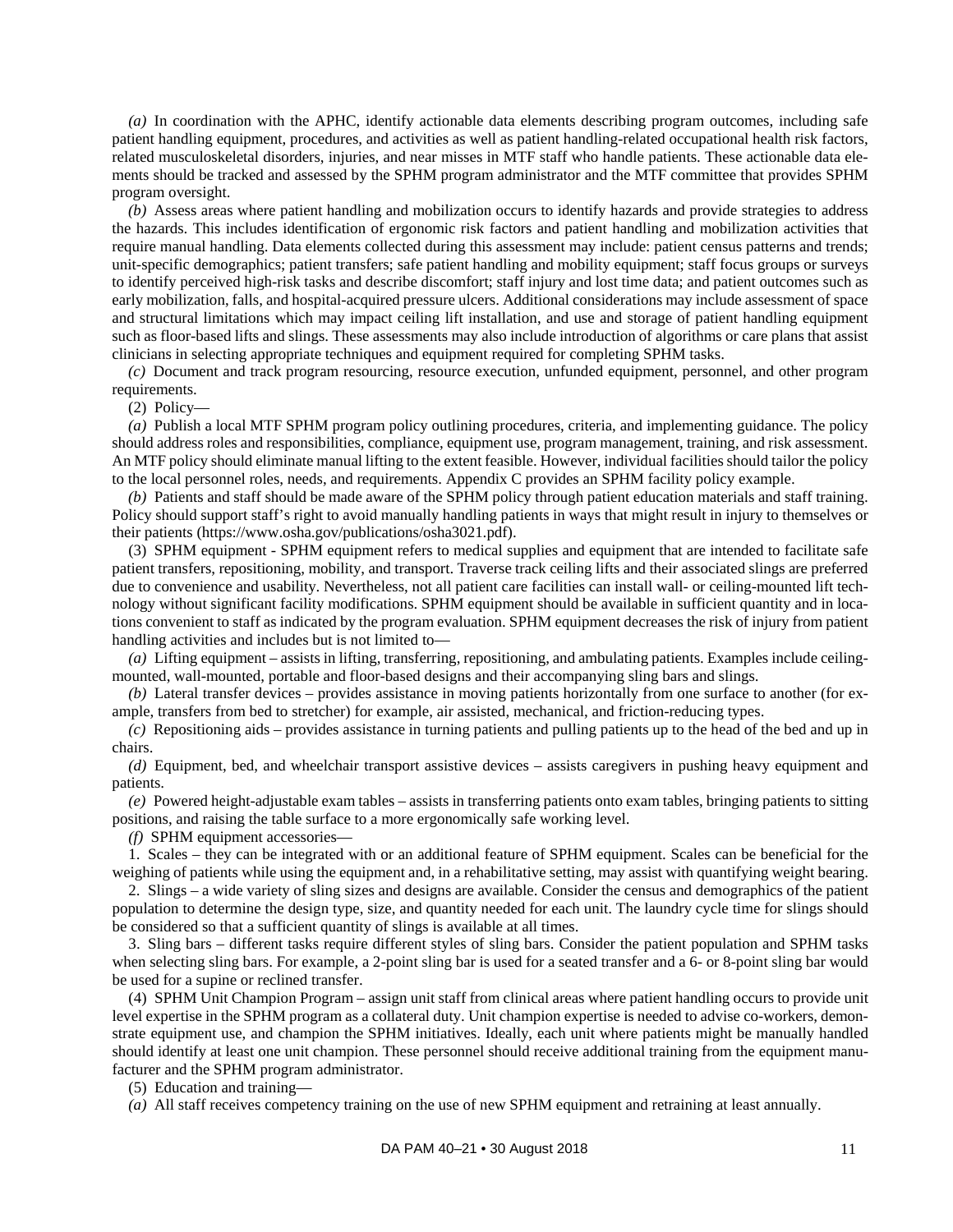*(a)* In coordination with the APHC, identify actionable data elements describing program outcomes, including safe patient handling equipment, procedures, and activities as well as patient handling-related occupational health risk factors, related musculoskeletal disorders, injuries, and near misses in MTF staff who handle patients. These actionable data elements should be tracked and assessed by the SPHM program administrator and the MTF committee that provides SPHM program oversight.

*(b)* Assess areas where patient handling and mobilization occurs to identify hazards and provide strategies to address the hazards. This includes identification of ergonomic risk factors and patient handling and mobilization activities that require manual handling. Data elements collected during this assessment may include: patient census patterns and trends; unit-specific demographics; patient transfers; safe patient handling and mobility equipment; staff focus groups or surveys to identify perceived high-risk tasks and describe discomfort; staff injury and lost time data; and patient outcomes such as early mobilization, falls, and hospital-acquired pressure ulcers. Additional considerations may include assessment of space and structural limitations which may impact ceiling lift installation, and use and storage of patient handling equipment such as floor-based lifts and slings. These assessments may also include introduction of algorithms or care plans that assist clinicians in selecting appropriate techniques and equipment required for completing SPHM tasks.

*(c)* Document and track program resourcing, resource execution, unfunded equipment, personnel, and other program requirements.

(2) Policy—

*(a)* Publish a local MTF SPHM program policy outlining procedures, criteria, and implementing guidance. The policy should address roles and responsibilities, compliance, equipment use, program management, training, and risk assessment. An MTF policy should eliminate manual lifting to the extent feasible. However, individual facilities should tailor the policy to the local personnel roles, needs, and requirements. Appendix C provides an SPHM facility policy example.

*(b)* Patients and staff should be made aware of the SPHM policy through patient education materials and staff training. Policy should support staff's right to avoid manually handling patients in ways that might result in injury to themselves or their patients (https://www.osha.gov/publications/osha3021.pdf).

(3) SPHM equipment - SPHM equipment refers to medical supplies and equipment that are intended to facilitate safe patient transfers, repositioning, mobility, and transport. Traverse track ceiling lifts and their associated slings are preferred due to convenience and usability. Nevertheless, not all patient care facilities can install wall- or ceiling-mounted lift technology without significant facility modifications. SPHM equipment should be available in sufficient quantity and in locations convenient to staff as indicated by the program evaluation. SPHM equipment decreases the risk of injury from patient handling activities and includes but is not limited to—

*(a)* Lifting equipment – assists in lifting, transferring, repositioning, and ambulating patients. Examples include ceiling-mounted, wall-mounted, portable and floor-based designs and their accompanying sling bars and slings.

*(b)* Lateral transfer devices – provides assistance in moving patients horizontally from one surface to another (for example, transfers from bed to stretcher) for example, air assisted, mechanical, and friction-reducing types.

*(c)* Repositioning aids – provides assistance in turning patients and pulling patients up to the head of the bed and up in chairs.

*(d)* Equipment, bed, and wheelchair transport assistive devices – assists caregivers in pushing heavy equipment and patients.

*(e)* Powered height-adjustable exam tables – assists in transferring patients onto exam tables, bringing patients to sitting positions, and raising the table surface to a more ergonomically safe working level.

*(f)* SPHM equipment accessories—

1. Scales – they can be integrated with or an additional feature of SPHM equipment. Scales can be beneficial for the weighing of patients while using the equipment and, in a rehabilitative setting, may assist with quantifying weight bearing.

2. Slings – a wide variety of sling sizes and designs are available. Consider the census and demographics of the patient population to determine the design type, size, and quantity needed for each unit. The laundry cycle time for slings should be considered so that a sufficient quantity of slings is available at all times.

3. Sling bars – different tasks require different styles of sling bars. Consider the patient population and SPHM tasks when selecting sling bars. For example, a 2-point sling bar is used for a seated transfer and a 6- or 8-point sling bar would be used for a supine or reclined transfer.

(4) SPHM Unit Champion Program – assign unit staff from clinical areas where patient handling occurs to provide unit level expertise in the SPHM program as a collateral duty. Unit champion expertise is needed to advise co-workers, demonstrate equipment use, and champion the SPHM initiatives. Ideally, each unit where patients might be manually handled should identify at least one unit champion. These personnel should receive additional training from the equipment manufacturer and the SPHM program administrator.

(5) Education and training—

*(a)* All staff receives competency training on the use of new SPHM equipment and retraining at least annually.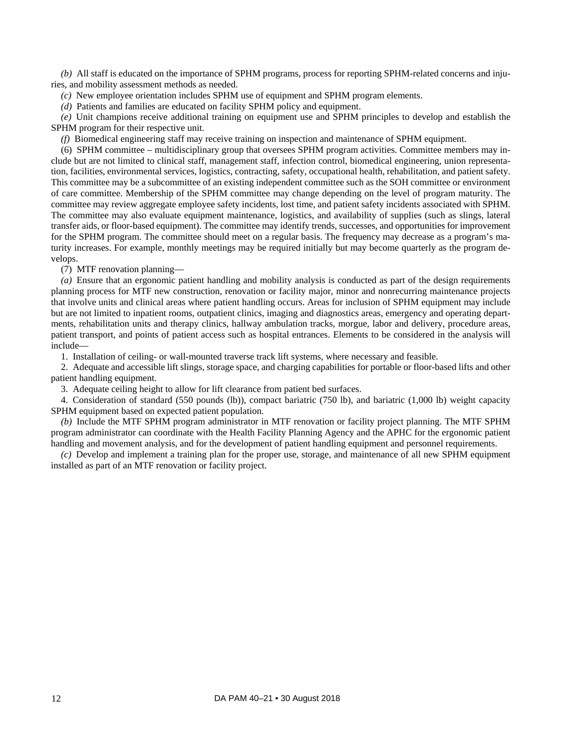*(b)* All staff is educated on the importance of SPHM programs, process for reporting SPHM-related concerns and injuries, and mobility assessment methods as needed.

*(c)* New employee orientation includes SPHM use of equipment and SPHM program elements.

*(d)* Patients and families are educated on facility SPHM policy and equipment.

*(e)* Unit champions receive additional training on equipment use and SPHM principles to develop and establish the SPHM program for their respective unit.

*(f)* Biomedical engineering staff may receive training on inspection and maintenance of SPHM equipment.

(6) SPHM committee – multidisciplinary group that oversees SPHM program activities. Committee members may include but are not limited to clinical staff, management staff, infection control, biomedical engineering, union representation, facilities, environmental services, logistics, contracting, safety, occupational health, rehabilitation, and patient safety. This committee may be a subcommittee of an existing independent committee such as the SOH committee or environment of care committee. Membership of the SPHM committee may change depending on the level of program maturity. The committee may review aggregate employee safety incidents, lost time, and patient safety incidents associated with SPHM. The committee may also evaluate equipment maintenance, logistics, and availability of supplies (such as slings, lateral transfer aids, or floor-based equipment). The committee may identify trends, successes, and opportunities for improvement for the SPHM program. The committee should meet on a regular basis. The frequency may decrease as a program's maturity increases. For example, monthly meetings may be required initially but may become quarterly as the program develops.

(7) MTF renovation planning—

*(a)* Ensure that an ergonomic patient handling and mobility analysis is conducted as part of the design requirements planning process for MTF new construction, renovation or facility major, minor and nonrecurring maintenance projects that involve units and clinical areas where patient handling occurs. Areas for inclusion of SPHM equipment may include but are not limited to inpatient rooms, outpatient clinics, imaging and diagnostics areas, emergency and operating departments, rehabilitation units and therapy clinics, hallway ambulation tracks, morgue, labor and delivery, procedure areas, patient transport, and points of patient access such as hospital entrances. Elements to be considered in the analysis will include—

1. Installation of ceiling- or wall-mounted traverse track lift systems, where necessary and feasible.
2. Adequate and accessible lift slings, storage space, and charging capabilities for portable or floor-based lifts and other patient handling equipment.
3. Adequate ceiling height to allow for lift clearance from patient bed surfaces.
4. Consideration of standard (550 pounds (lb)), compact bariatric (750 lb), and bariatric (1,000 lb) weight capacity SPHM equipment based on expected patient population.

*(b)* Include the MTF SPHM program administrator in MTF renovation or facility project planning. The MTF SPHM program administrator can coordinate with the Health Facility Planning Agency and the APHC for the ergonomic patient handling and movement analysis, and for the development of patient handling equipment and personnel requirements.

*(c)* Develop and implement a training plan for the proper use, storage, and maintenance of all new SPHM equipment installed as part of an MTF renovation or facility project.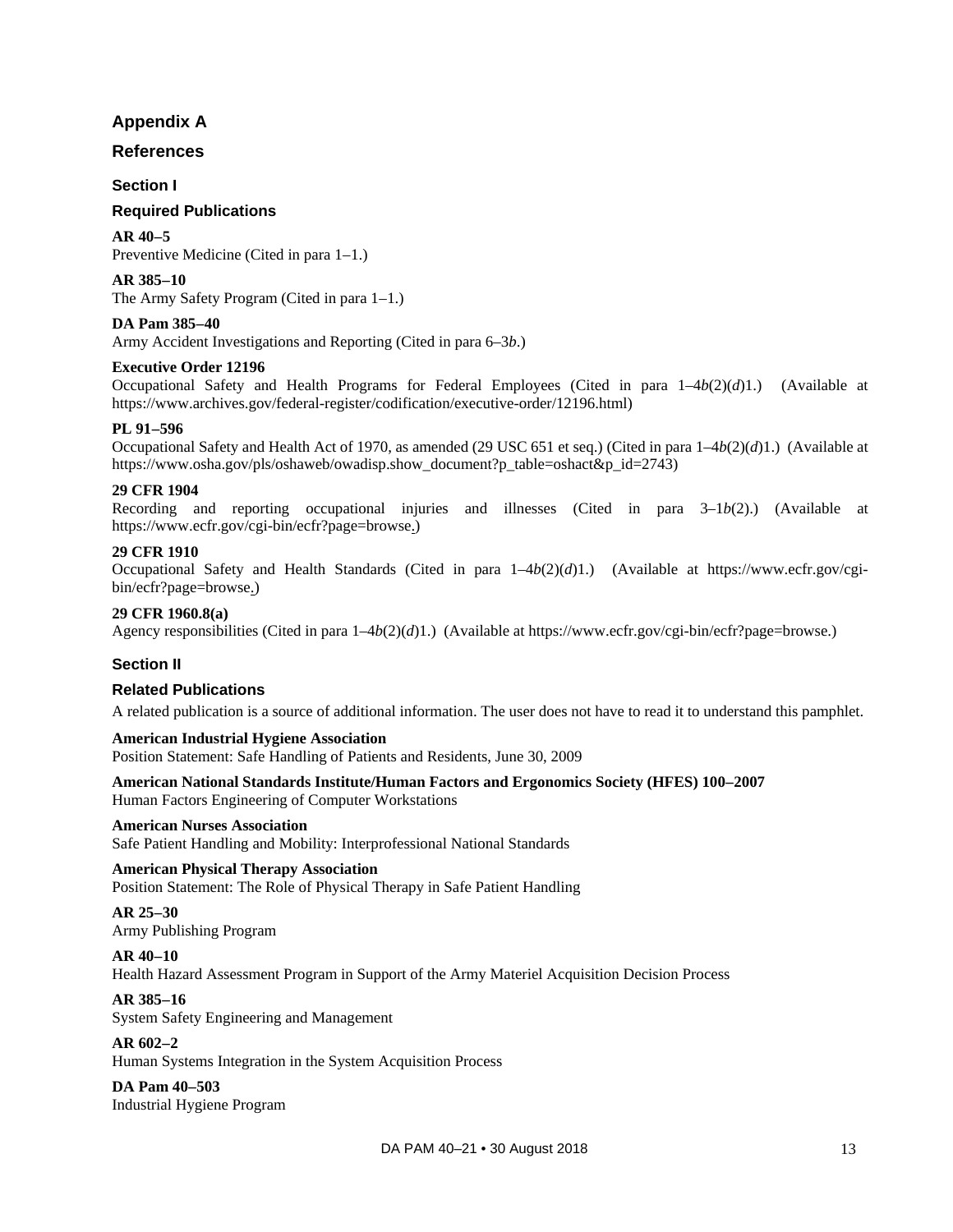# Appendix A

## References

### Section I

### Required Publications

**AR 40–5**
Preventive Medicine (Cited in para 1–1.)

**AR 385–10**
The Army Safety Program (Cited in para 1–1.)

**DA Pam 385–40**
Army Accident Investigations and Reporting (Cited in para 6–3*b*.)

**Executive Order 12196**
Occupational Safety and Health Programs for Federal Employees (Cited in para 1–4*b*(2)(*d*)1.) (Available at https://www.archives.gov/federal-register/codification/executive-order/12196.html)

**PL 91–596**
Occupational Safety and Health Act of 1970, as amended (29 USC 651 et seq.) (Cited in para 1–4*b*(2)(*d*)1.) (Available at https://www.osha.gov/pls/oshaweb/owadisp.show_document?p_table=oshact&p_id=2743)

**29 CFR 1904**
Recording and reporting occupational injuries and illnesses (Cited in para 3–1*b*(2).) (Available at https://www.ecfr.gov/cgi-bin/ecfr?page=browse.)

**29 CFR 1910**
Occupational Safety and Health Standards (Cited in para 1–4*b*(2)(*d*)1.) (Available at https://www.ecfr.gov/cgi-bin/ecfr?page=browse.)

**29 CFR 1960.8(a)**
Agency responsibilities (Cited in para 1–4*b*(2)(*d*)1.) (Available at https://www.ecfr.gov/cgi-bin/ecfr?page=browse.)

### Section II

### Related Publications

A related publication is a source of additional information. The user does not have to read it to understand this pamphlet.

**American Industrial Hygiene Association**
Position Statement: Safe Handling of Patients and Residents, June 30, 2009

**American National Standards Institute/Human Factors and Ergonomics Society (HFES) 100–2007**
Human Factors Engineering of Computer Workstations

**American Nurses Association**
Safe Patient Handling and Mobility: Interprofessional National Standards

**American Physical Therapy Association**
Position Statement: The Role of Physical Therapy in Safe Patient Handling

**AR 25–30**
Army Publishing Program

**AR 40–10**
Health Hazard Assessment Program in Support of the Army Materiel Acquisition Decision Process

**AR 385–16**
System Safety Engineering and Management

**AR 602–2**
Human Systems Integration in the System Acquisition Process

**DA Pam 40–503**
Industrial Hygiene Program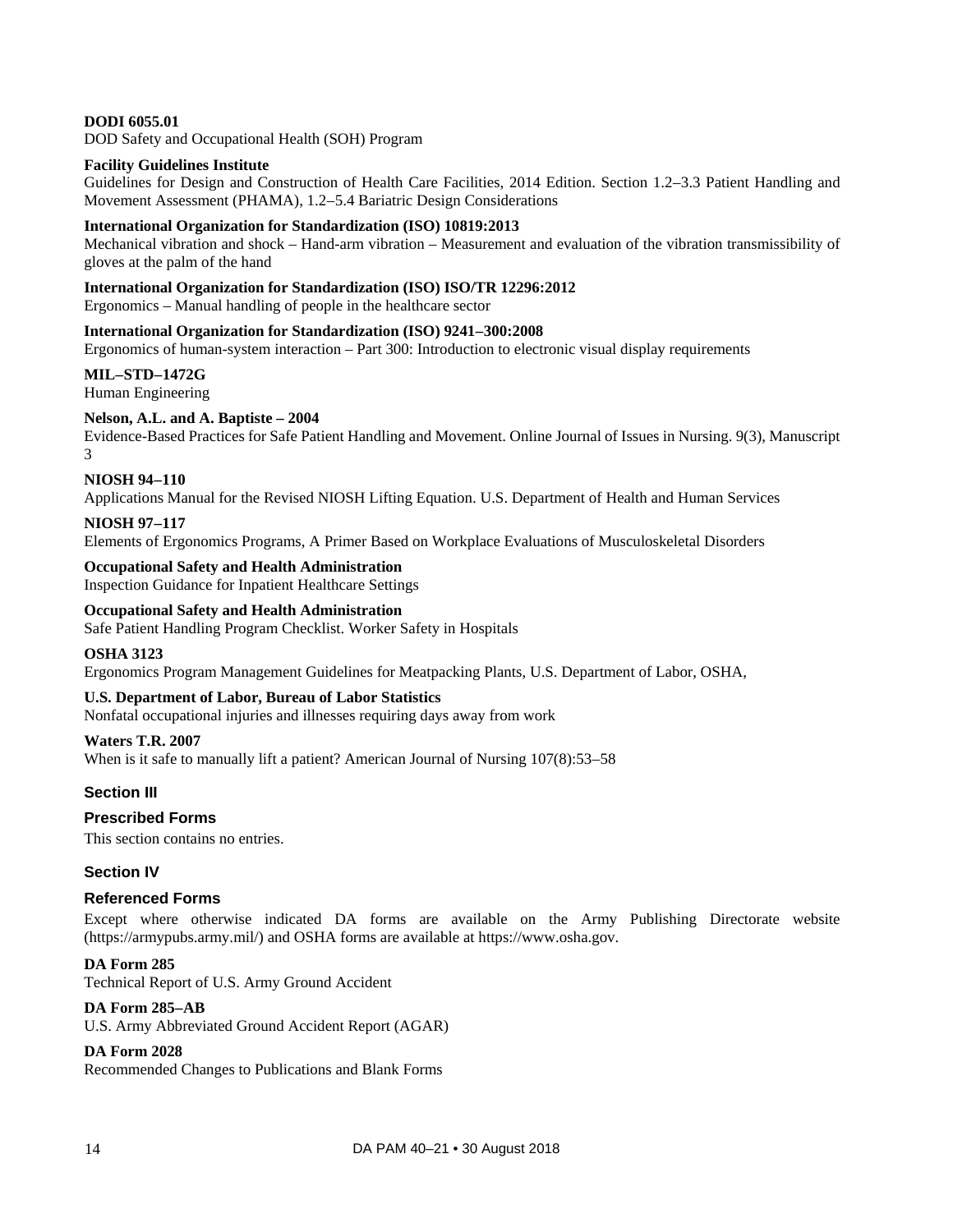**DODI 6055.01**
DOD Safety and Occupational Health (SOH) Program

**Facility Guidelines Institute**
Guidelines for Design and Construction of Health Care Facilities, 2014 Edition. Section 1.2–3.3 Patient Handling and Movement Assessment (PHAMA), 1.2–5.4 Bariatric Design Considerations

**International Organization for Standardization (ISO) 10819:2013**
Mechanical vibration and shock – Hand-arm vibration – Measurement and evaluation of the vibration transmissibility of gloves at the palm of the hand

**International Organization for Standardization (ISO) ISO/TR 12296:2012**
Ergonomics – Manual handling of people in the healthcare sector

**International Organization for Standardization (ISO) 9241–300:2008**
Ergonomics of human-system interaction – Part 300: Introduction to electronic visual display requirements

**MIL–STD–1472G**
Human Engineering

**Nelson, A.L. and A. Baptiste – 2004**
Evidence-Based Practices for Safe Patient Handling and Movement. Online Journal of Issues in Nursing. 9(3), Manuscript 3

**NIOSH 94–110**
Applications Manual for the Revised NIOSH Lifting Equation. U.S. Department of Health and Human Services

**NIOSH 97–117**
Elements of Ergonomics Programs, A Primer Based on Workplace Evaluations of Musculoskeletal Disorders

**Occupational Safety and Health Administration**
Inspection Guidance for Inpatient Healthcare Settings

**Occupational Safety and Health Administration**
Safe Patient Handling Program Checklist. Worker Safety in Hospitals

**OSHA 3123**
Ergonomics Program Management Guidelines for Meatpacking Plants, U.S. Department of Labor, OSHA,

**U.S. Department of Labor, Bureau of Labor Statistics**
Nonfatal occupational injuries and illnesses requiring days away from work

**Waters T.R. 2007**
When is it safe to manually lift a patient? American Journal of Nursing 107(8):53–58

## Section III

### Prescribed Forms

This section contains no entries.

## Section IV

### Referenced Forms

Except where otherwise indicated DA forms are available on the Army Publishing Directorate website (https://armypubs.army.mil/) and OSHA forms are available at https://www.osha.gov.

**DA Form 285**
Technical Report of U.S. Army Ground Accident

**DA Form 285–AB**
U.S. Army Abbreviated Ground Accident Report (AGAR)

**DA Form 2028**
Recommended Changes to Publications and Blank Forms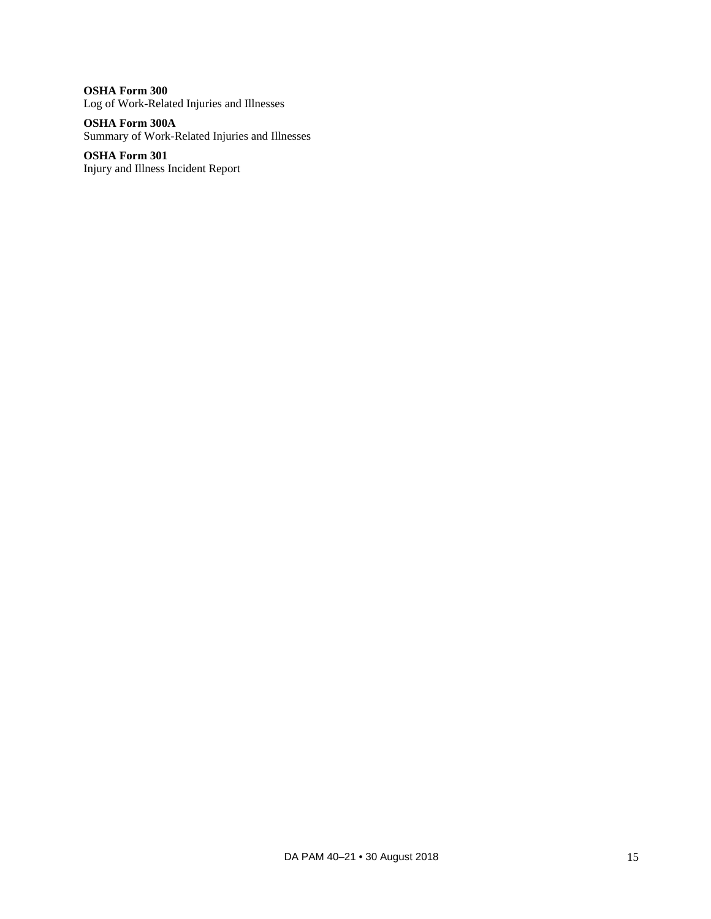**OSHA Form 300**
Log of Work-Related Injuries and Illnesses

**OSHA Form 300A**
Summary of Work-Related Injuries and Illnesses

**OSHA Form 301**
Injury and Illness Incident Report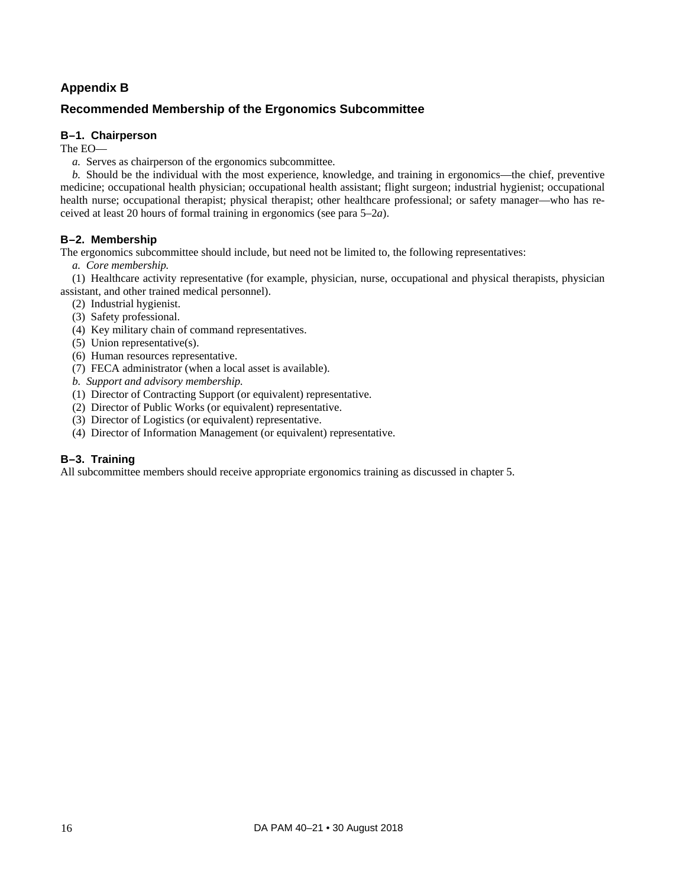## Appendix B

## Recommended Membership of the Ergonomics Subcommittee

### B–1. Chairperson

The EO—

*a.* Serves as chairperson of the ergonomics subcommittee.

*b.* Should be the individual with the most experience, knowledge, and training in ergonomics—the chief, preventive medicine; occupational health physician; occupational health assistant; flight surgeon; industrial hygienist; occupational health nurse; occupational therapist; physical therapist; other healthcare professional; or safety manager—who has received at least 20 hours of formal training in ergonomics (see para 5–2*a*).

### B–2. Membership

The ergonomics subcommittee should include, but need not be limited to, the following representatives:

*a. Core membership.*

(1) Healthcare activity representative (for example, physician, nurse, occupational and physical therapists, physician assistant, and other trained medical personnel).

(2) Industrial hygienist.

(3) Safety professional.

(4) Key military chain of command representatives.

(5) Union representative(s).

(6) Human resources representative.

(7) FECA administrator (when a local asset is available).

*b. Support and advisory membership.*

(1) Director of Contracting Support (or equivalent) representative.

(2) Director of Public Works (or equivalent) representative.

(3) Director of Logistics (or equivalent) representative.

(4) Director of Information Management (or equivalent) representative.

### B–3. Training

All subcommittee members should receive appropriate ergonomics training as discussed in chapter 5.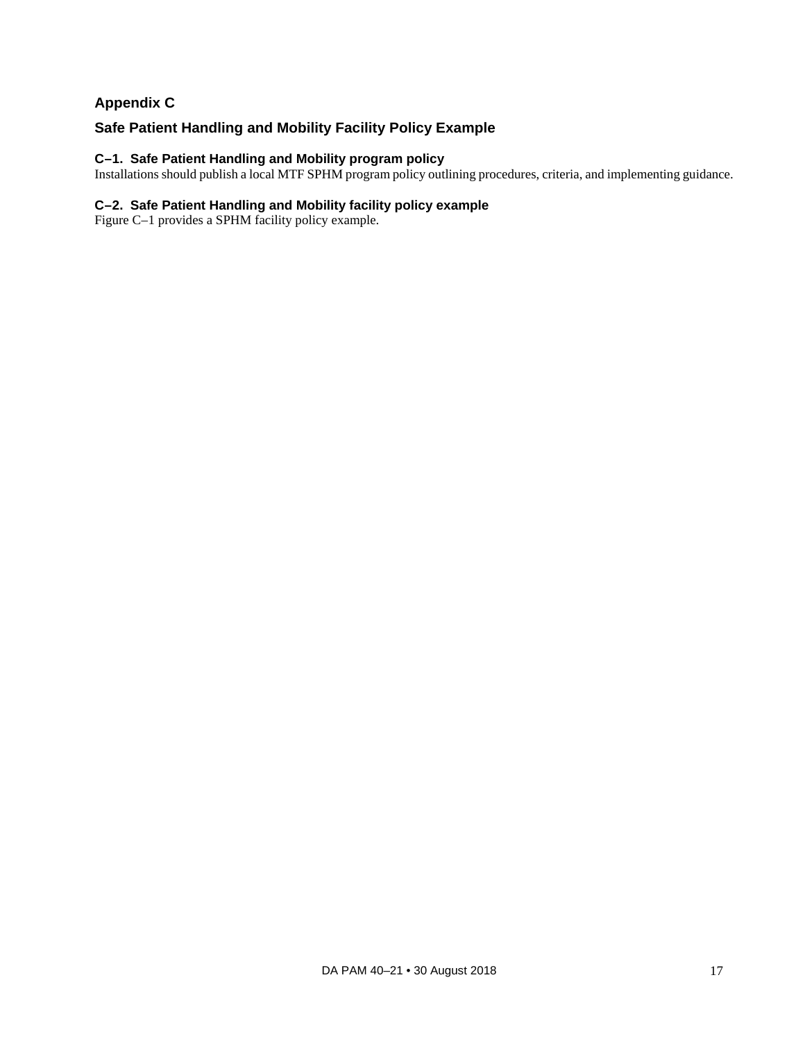# Appendix C

## Safe Patient Handling and Mobility Facility Policy Example

### C–1. Safe Patient Handling and Mobility program policy

Installations should publish a local MTF SPHM program policy outlining procedures, criteria, and implementing guidance.

### C–2. Safe Patient Handling and Mobility facility policy example

Figure C–1 provides a SPHM facility policy example.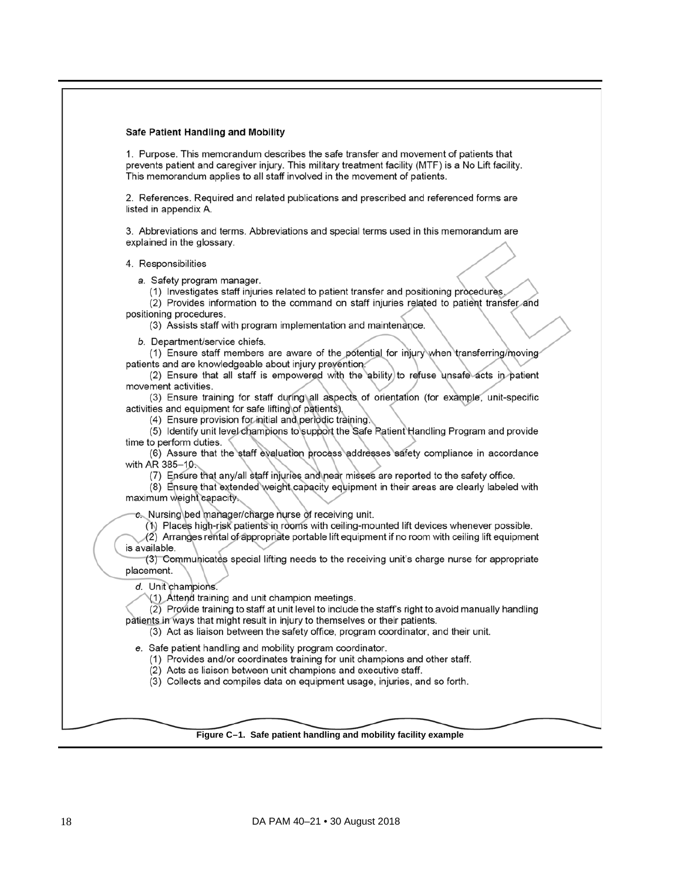**Safe Patient Handling and Mobility**

1. Purpose. This memorandum describes the safe transfer and movement of patients that prevents patient and caregiver injury. This military treatment facility (MTF) is a No Lift facility. This memorandum applies to all staff involved in the movement of patients.

2. References. Required and related publications and prescribed and referenced forms are listed in appendix A.

3. Abbreviations and terms. Abbreviations and special terms used in this memorandum are explained in the glossary.

4. Responsibilities

*a.* Safety program manager.

(1) Investigates staff injuries related to patient transfer and positioning procedures.

(2) Provides information to the command on staff injuries related to patient transfer and positioning procedures.

(3) Assists staff with program implementation and maintenance.

*b.* Department/service chiefs.

(1) Ensure staff members are aware of the potential for injury when transferring/moving patients and are knowledgeable about injury prevention.

(2) Ensure that all staff is empowered with the ability to refuse unsafe acts in patient movement activities.

(3) Ensure training for staff during all aspects of orientation (for example, unit-specific activities and equipment for safe lifting of patients).

(4) Ensure provision for initial and periodic training.

(5) Identify unit level champions to support the Safe Patient Handling Program and provide time to perform duties.

(6) Assure that the staff evaluation process addresses safety compliance in accordance with AR 385–10.

(7) Ensure that any/all staff injuries and near misses are reported to the safety office.

(8) Ensure that extended weight capacity equipment in their areas are clearly labeled with maximum weight capacity.

*c.* Nursing bed manager/charge nurse of receiving unit.

(1) Places high-risk patients in rooms with ceiling-mounted lift devices whenever possible.

(2) Arranges rental of appropriate portable lift equipment if no room with ceiling lift equipment is available.

(3) Communicates special lifting needs to the receiving unit's charge nurse for appropriate placement.

*d.* Unit champions.

(1) Attend training and unit champion meetings.

(2) Provide training to staff at unit level to include the staff's right to avoid manually handling patients in ways that might result in injury to themselves or their patients.

(3) Act as liaison between the safety office, program coordinator, and their unit.

*e.* Safe patient handling and mobility program coordinator.

(1) Provides and/or coordinates training for unit champions and other staff.

(2) Acts as liaison between unit champions and executive staff.

(3) Collects and compiles data on equipment usage, injuries, and so forth.

**Figure C–1. Safe patient handling and mobility facility example**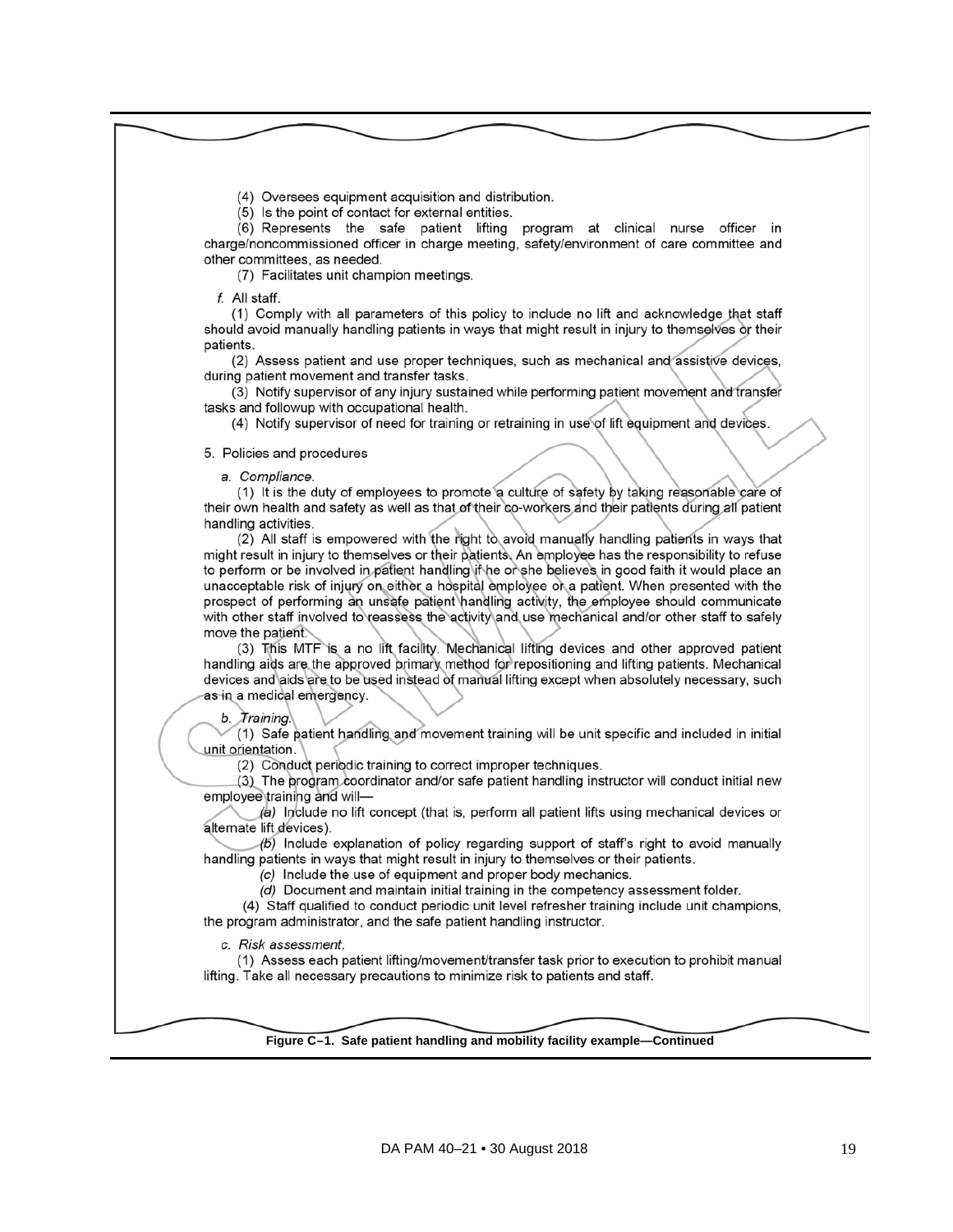(4) Oversees equipment acquisition and distribution.

(5) Is the point of contact for external entities.

(6) Represents the safe patient lifting program at clinical nurse officer in charge/noncommissioned officer in charge meeting, safety/environment of care committee and other committees, as needed.

(7) Facilitates unit champion meetings.

*f.* All staff.

(1) Comply with all parameters of this policy to include no lift and acknowledge that staff should avoid manually handling patients in ways that might result in injury to themselves or their patients.

(2) Assess patient and use proper techniques, such as mechanical and assistive devices, during patient movement and transfer tasks.

(3) Notify supervisor of any injury sustained while performing patient movement and transfer tasks and followup with occupational health.

(4) Notify supervisor of need for training or retraining in use of lift equipment and devices.

5. Policies and procedures

*a. Compliance.*

(1) It is the duty of employees to promote a culture of safety by taking reasonable care of their own health and safety as well as that of their co-workers and their patients during all patient handling activities.

(2) All staff is empowered with the right to avoid manually handling patients in ways that might result in injury to themselves or their patients. An employee has the responsibility to refuse to perform or be involved in patient handling if he or she believes in good faith it would place an unacceptable risk of injury on either a hospital employee or a patient. When presented with the prospect of performing an unsafe patient handling activity, the employee should communicate with other staff involved to reassess the activity and use mechanical and/or other staff to safely move the patient.

(3) This MTF is a no lift facility. Mechanical lifting devices and other approved patient handling aids are the approved primary method for repositioning and lifting patients. Mechanical devices and aids are to be used instead of manual lifting except when absolutely necessary, such as in a medical emergency.

*b. Training.*

(1) Safe patient handling and movement training will be unit specific and included in initial unit orientation.

(2) Conduct periodic training to correct improper techniques.

(3) The program coordinator and/or safe patient handling instructor will conduct initial new employee training and will—

*(a)* Include no lift concept (that is, perform all patient lifts using mechanical devices or alternate lift devices).

*(b)* Include explanation of policy regarding support of staff's right to avoid manually handling patients in ways that might result in injury to themselves or their patients.

*(c)* Include the use of equipment and proper body mechanics.

*(d)* Document and maintain initial training in the competency assessment folder.

(4) Staff qualified to conduct periodic unit level refresher training include unit champions, the program administrator, and the safe patient handling instructor.

*c. Risk assessment.*

(1) Assess each patient lifting/movement/transfer task prior to execution to prohibit manual lifting. Take all necessary precautions to minimize risk to patients and staff.

**Figure C–1. Safe patient handling and mobility facility example—Continued**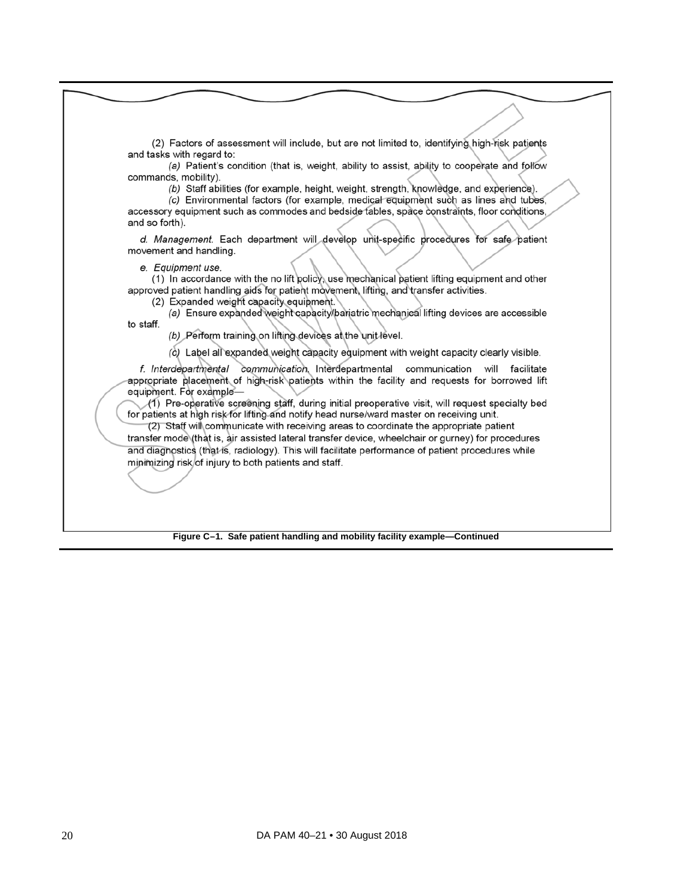(2) Factors of assessment will include, but are not limited to, identifying high-risk patients and tasks with regard to:

*(a)* Patient's condition (that is, weight, ability to assist, ability to cooperate and follow commands, mobility).

*(b)* Staff abilities (for example, height, weight, strength, knowledge, and experience).

*(c)* Environmental factors (for example, medical equipment such as lines and tubes, accessory equipment such as commodes and bedside tables, space constraints, floor conditions, and so forth).

*d. Management.* Each department will develop unit-specific procedures for safe patient movement and handling.

*e. Equipment use.*

(1) In accordance with the no lift policy, use mechanical patient lifting equipment and other approved patient handling aids for patient movement, lifting, and transfer activities.

(2) Expanded weight capacity equipment.

*(a)* Ensure expanded weight capacity/bariatric mechanical lifting devices are accessible to staff.

*(b)* Perform training on lifting devices at the unit level.

*(c)* Label all expanded weight capacity equipment with weight capacity clearly visible.

*f. Interdepartmental communication.* Interdepartmental communication will facilitate appropriate placement of high-risk patients within the facility and requests for borrowed lift equipment. For example—

(1) Pre-operative screening staff, during initial preoperative visit, will request specialty bed for patients at high risk for lifting and notify head nurse/ward master on receiving unit.

(2) Staff will communicate with receiving areas to coordinate the appropriate patient transfer mode (that is, air assisted lateral transfer device, wheelchair or gurney) for procedures and diagnostics (that is, radiology). This will facilitate performance of patient procedures while minimizing risk of injury to both patients and staff.

**Figure C–1. Safe patient handling and mobility facility example—Continued**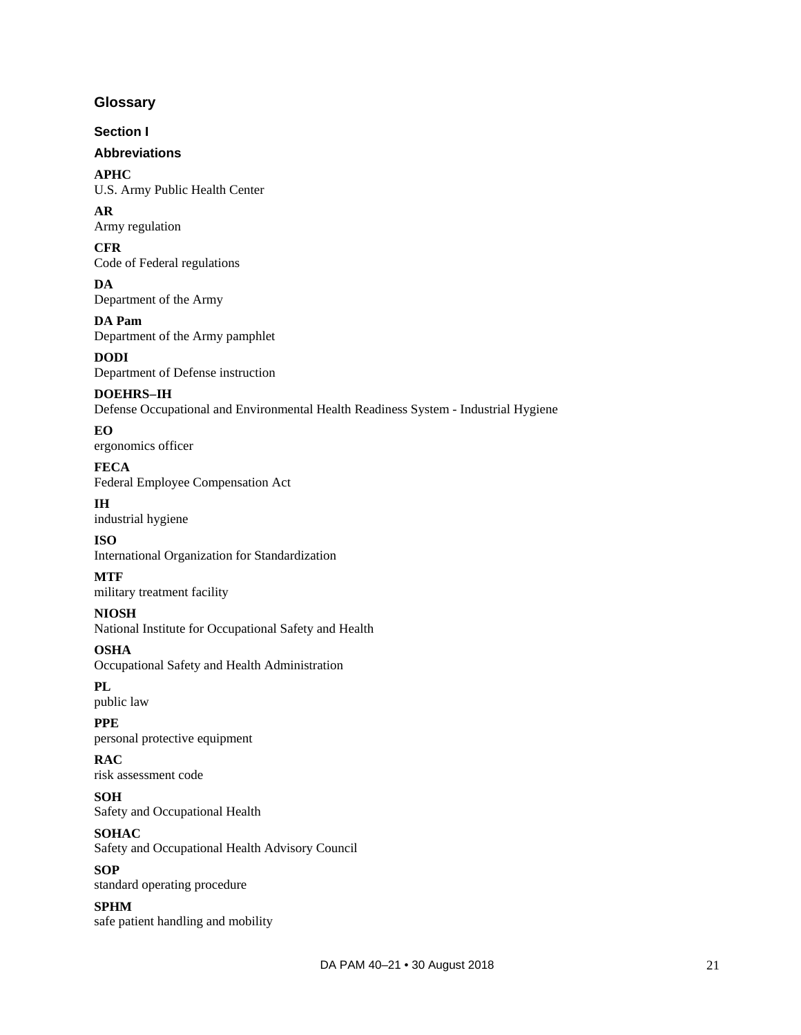## Glossary

### Section I

### Abbreviations

**APHC**
U.S. Army Public Health Center

**AR**
Army regulation

**CFR**
Code of Federal regulations

**DA**
Department of the Army

**DA Pam**
Department of the Army pamphlet

**DODI**
Department of Defense instruction

**DOEHRS–IH**
Defense Occupational and Environmental Health Readiness System - Industrial Hygiene

**EO**
ergonomics officer

**FECA**
Federal Employee Compensation Act

**IH**
industrial hygiene

**ISO**
International Organization for Standardization

**MTF**
military treatment facility

**NIOSH**
National Institute for Occupational Safety and Health

**OSHA**
Occupational Safety and Health Administration

**PL**
public law

**PPE**
personal protective equipment

**RAC**
risk assessment code

**SOH**
Safety and Occupational Health

**SOHAC**
Safety and Occupational Health Advisory Council

**SOP**
standard operating procedure

**SPHM**
safe patient handling and mobility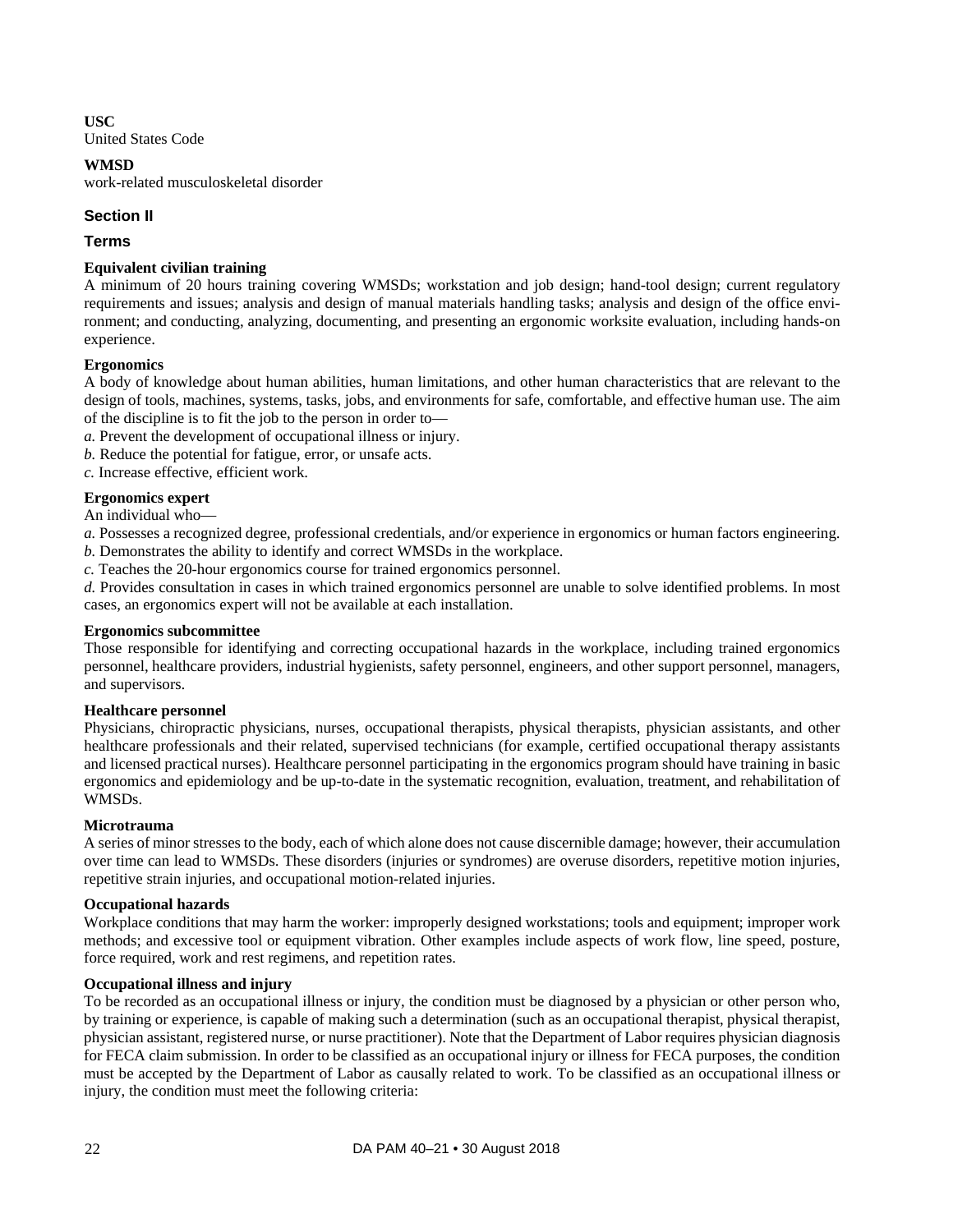**USC**
United States Code

**WMSD**
work-related musculoskeletal disorder

## Section II

## Terms

**Equivalent civilian training**
A minimum of 20 hours training covering WMSDs; workstation and job design; hand-tool design; current regulatory requirements and issues; analysis and design of manual materials handling tasks; analysis and design of the office environment; and conducting, analyzing, documenting, and presenting an ergonomic worksite evaluation, including hands-on experience.

**Ergonomics**
A body of knowledge about human abilities, human limitations, and other human characteristics that are relevant to the design of tools, machines, systems, tasks, jobs, and environments for safe, comfortable, and effective human use. The aim of the discipline is to fit the job to the person in order to—
*a.* Prevent the development of occupational illness or injury.
*b.* Reduce the potential for fatigue, error, or unsafe acts.
*c.* Increase effective, efficient work.

**Ergonomics expert**
An individual who—
*a.* Possesses a recognized degree, professional credentials, and/or experience in ergonomics or human factors engineering.
*b.* Demonstrates the ability to identify and correct WMSDs in the workplace.
*c.* Teaches the 20-hour ergonomics course for trained ergonomics personnel.
*d.* Provides consultation in cases in which trained ergonomics personnel are unable to solve identified problems. In most cases, an ergonomics expert will not be available at each installation.

**Ergonomics subcommittee**
Those responsible for identifying and correcting occupational hazards in the workplace, including trained ergonomics personnel, healthcare providers, industrial hygienists, safety personnel, engineers, and other support personnel, managers, and supervisors.

**Healthcare personnel**
Physicians, chiropractic physicians, nurses, occupational therapists, physical therapists, physician assistants, and other healthcare professionals and their related, supervised technicians (for example, certified occupational therapy assistants and licensed practical nurses). Healthcare personnel participating in the ergonomics program should have training in basic ergonomics and epidemiology and be up-to-date in the systematic recognition, evaluation, treatment, and rehabilitation of WMSDs.

**Microtrauma**
A series of minor stresses to the body, each of which alone does not cause discernible damage; however, their accumulation over time can lead to WMSDs. These disorders (injuries or syndromes) are overuse disorders, repetitive motion injuries, repetitive strain injuries, and occupational motion-related injuries.

**Occupational hazards**
Workplace conditions that may harm the worker: improperly designed workstations; tools and equipment; improper work methods; and excessive tool or equipment vibration. Other examples include aspects of work flow, line speed, posture, force required, work and rest regimens, and repetition rates.

**Occupational illness and injury**
To be recorded as an occupational illness or injury, the condition must be diagnosed by a physician or other person who, by training or experience, is capable of making such a determination (such as an occupational therapist, physical therapist, physician assistant, registered nurse, or nurse practitioner). Note that the Department of Labor requires physician diagnosis for FECA claim submission. In order to be classified as an occupational injury or illness for FECA purposes, the condition must be accepted by the Department of Labor as causally related to work. To be classified as an occupational illness or injury, the condition must meet the following criteria: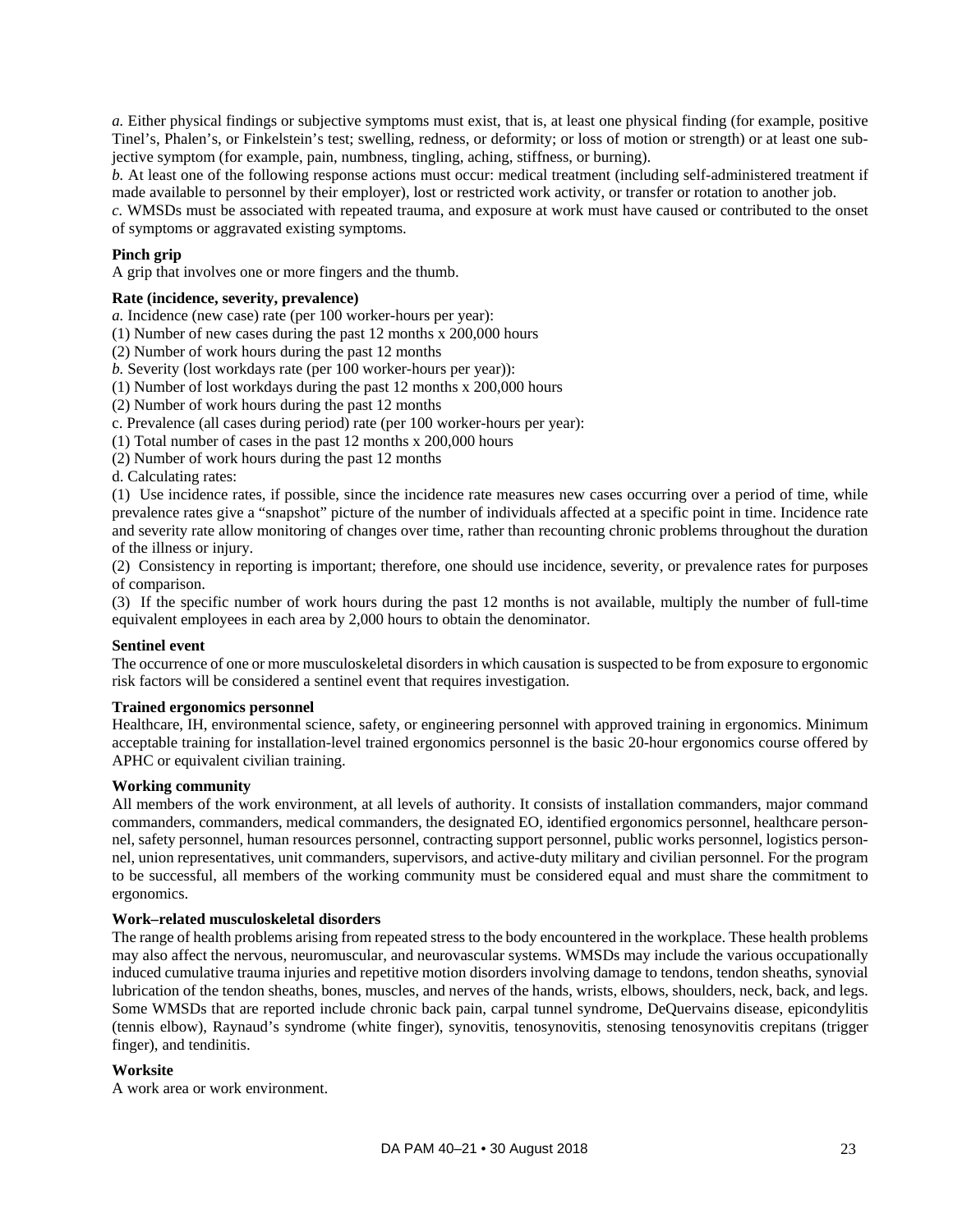*a.* Either physical findings or subjective symptoms must exist, that is, at least one physical finding (for example, positive Tinel's, Phalen's, or Finkelstein's test; swelling, redness, or deformity; or loss of motion or strength) or at least one subjective symptom (for example, pain, numbness, tingling, aching, stiffness, or burning).

*b.* At least one of the following response actions must occur: medical treatment (including self-administered treatment if made available to personnel by their employer), lost or restricted work activity, or transfer or rotation to another job.

*c.* WMSDs must be associated with repeated trauma, and exposure at work must have caused or contributed to the onset of symptoms or aggravated existing symptoms.

**Pinch grip**

A grip that involves one or more fingers and the thumb.

**Rate (incidence, severity, prevalence)**

*a.* Incidence (new case) rate (per 100 worker-hours per year):

(1) Number of new cases during the past 12 months x 200,000 hours

(2) Number of work hours during the past 12 months

*b.* Severity (lost workdays rate (per 100 worker-hours per year)):

(1) Number of lost workdays during the past 12 months x 200,000 hours

(2) Number of work hours during the past 12 months

c. Prevalence (all cases during period) rate (per 100 worker-hours per year):

(1) Total number of cases in the past 12 months x 200,000 hours

(2) Number of work hours during the past 12 months

d. Calculating rates:

(1) Use incidence rates, if possible, since the incidence rate measures new cases occurring over a period of time, while prevalence rates give a "snapshot" picture of the number of individuals affected at a specific point in time. Incidence rate and severity rate allow monitoring of changes over time, rather than recounting chronic problems throughout the duration of the illness or injury.

(2) Consistency in reporting is important; therefore, one should use incidence, severity, or prevalence rates for purposes of comparison.

(3) If the specific number of work hours during the past 12 months is not available, multiply the number of full-time equivalent employees in each area by 2,000 hours to obtain the denominator.

**Sentinel event**

The occurrence of one or more musculoskeletal disorders in which causation is suspected to be from exposure to ergonomic risk factors will be considered a sentinel event that requires investigation.

**Trained ergonomics personnel**

Healthcare, IH, environmental science, safety, or engineering personnel with approved training in ergonomics. Minimum acceptable training for installation-level trained ergonomics personnel is the basic 20-hour ergonomics course offered by APHC or equivalent civilian training.

**Working community**

All members of the work environment, at all levels of authority. It consists of installation commanders, major command commanders, commanders, medical commanders, the designated EO, identified ergonomics personnel, healthcare personnel, safety personnel, human resources personnel, contracting support personnel, public works personnel, logistics personnel, union representatives, unit commanders, supervisors, and active-duty military and civilian personnel. For the program to be successful, all members of the working community must be considered equal and must share the commitment to ergonomics.

**Work–related musculoskeletal disorders**

The range of health problems arising from repeated stress to the body encountered in the workplace. These health problems may also affect the nervous, neuromuscular, and neurovascular systems. WMSDs may include the various occupationally induced cumulative trauma injuries and repetitive motion disorders involving damage to tendons, tendon sheaths, synovial lubrication of the tendon sheaths, bones, muscles, and nerves of the hands, wrists, elbows, shoulders, neck, back, and legs. Some WMSDs that are reported include chronic back pain, carpal tunnel syndrome, DeQuervains disease, epicondylitis (tennis elbow), Raynaud's syndrome (white finger), synovitis, tenosynovitis, stenosing tenosynovitis crepitans (trigger finger), and tendinitis.

**Worksite**

A work area or work environment.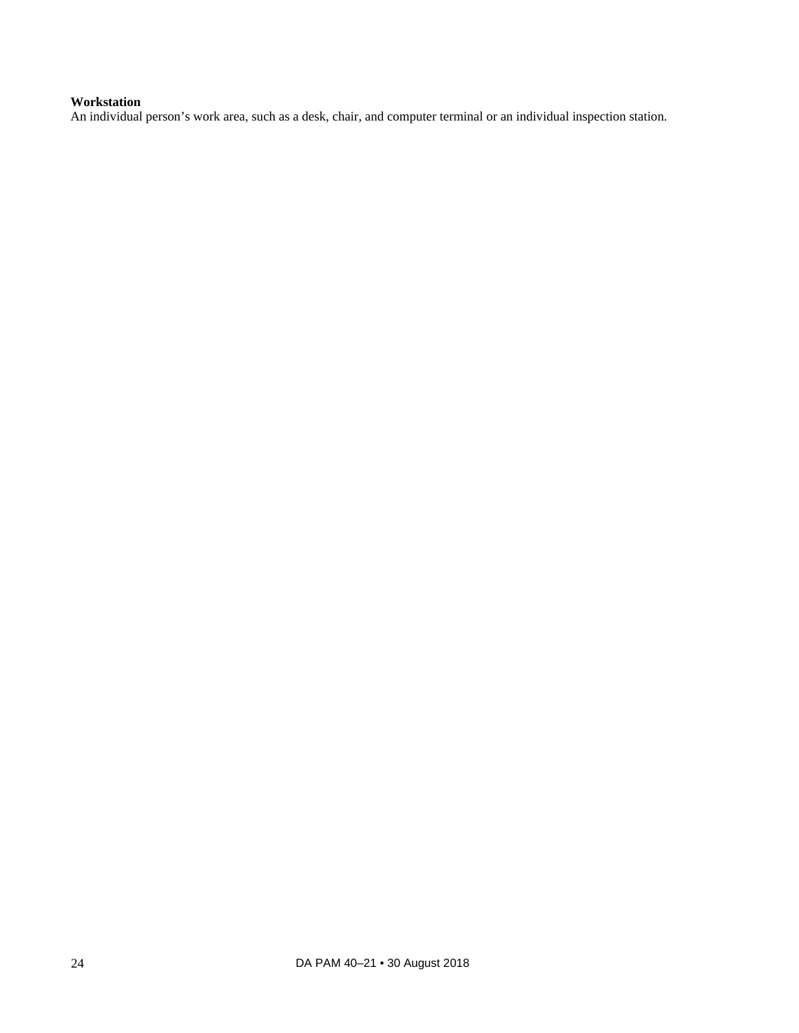**Workstation**
An individual person's work area, such as a desk, chair, and computer terminal or an individual inspection station.